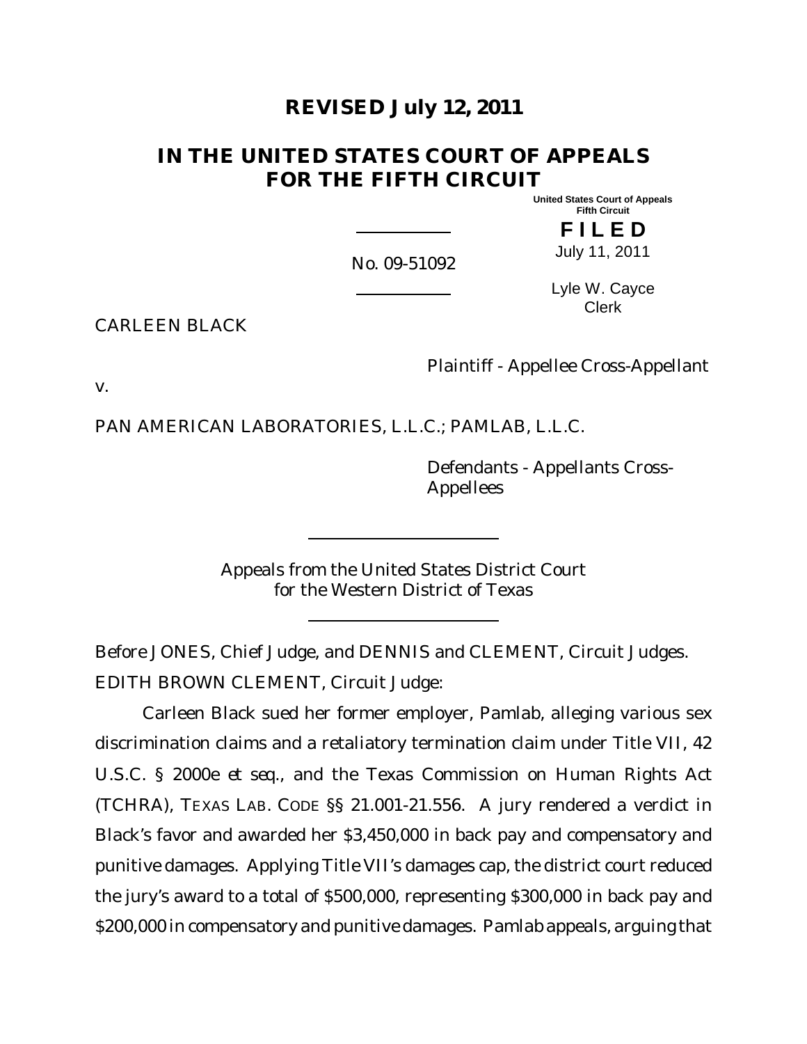**REVISED July 12, 2011**

# IN THE UNITED STATES COURT OF APPEALS FOR THE FIFTH CIRCUIT

United States Court of Appeals
Fifth Circuit

**F I L E D**

July 11, 2011

Lyle W. Cayce
Clerk

No. 09-51092

CARLEEN BLACK

Plaintiff - Appellee Cross-Appellant

v.

PAN AMERICAN LABORATORIES, L.L.C.; PAMLAB, L.L.C.

Defendants - Appellants Cross-Appellees

Appeals from the United States District Court for the Western District of Texas

Before JONES, Chief Judge, and DENNIS and CLEMENT, Circuit Judges.

EDITH BROWN CLEMENT, Circuit Judge:

Carleen Black sued her former employer, Pamlab, alleging various sex discrimination claims and a retaliatory termination claim under Title VII, 42 U.S.C. § 2000e *et seq.*, and the Texas Commission on Human Rights Act (TCHRA), TEXAS LAB. CODE §§ 21.001-21.556. A jury rendered a verdict in Black's favor and awarded her $3,450,000 in back pay and compensatory and punitive damages. Applying Title VII's damages cap, the district court reduced the jury's award to a total of $500,000, representing $300,000 in back pay and $200,000 in compensatory and punitive damages. Pamlab appeals, arguing that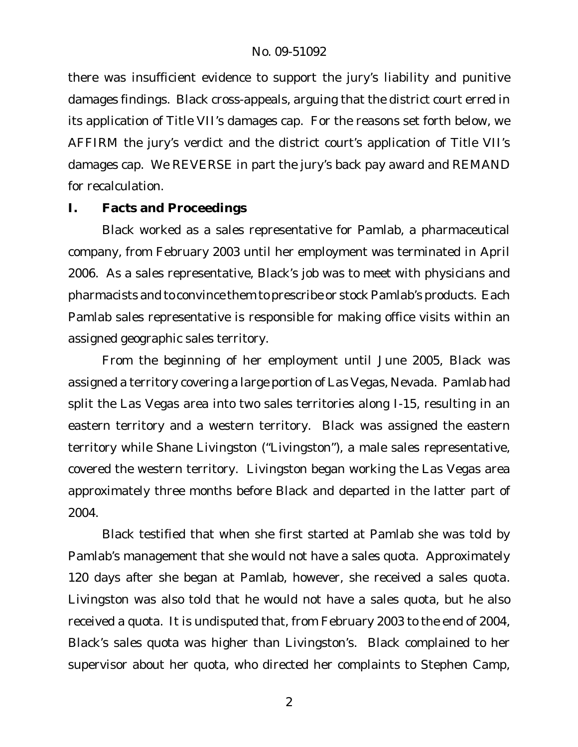there was insufficient evidence to support the jury's liability and punitive damages findings. Black cross-appeals, arguing that the district court erred in its application of Title VII's damages cap. For the reasons set forth below, we AFFIRM the jury's verdict and the district court's application of Title VII's damages cap. We REVERSE in part the jury's back pay award and REMAND for recalculation.

## I. Facts and Proceedings

Black worked as a sales representative for Pamlab, a pharmaceutical company, from February 2003 until her employment was terminated in April 2006. As a sales representative, Black's job was to meet with physicians and pharmacists and to convince them to prescribe or stock Pamlab's products. Each Pamlab sales representative is responsible for making office visits within an assigned geographic sales territory.

From the beginning of her employment until June 2005, Black was assigned a territory covering a large portion of Las Vegas, Nevada. Pamlab had split the Las Vegas area into two sales territories along I-15, resulting in an eastern territory and a western territory. Black was assigned the eastern territory while Shane Livingston ("Livingston"), a male sales representative, covered the western territory. Livingston began working the Las Vegas area approximately three months before Black and departed in the latter part of 2004.

Black testified that when she first started at Pamlab she was told by Pamlab's management that she would not have a sales quota. Approximately 120 days after she began at Pamlab, however, she received a sales quota. Livingston was also told that he would not have a sales quota, but he also received a quota. It is undisputed that, from February 2003 to the end of 2004, Black's sales quota was higher than Livingston's. Black complained to her supervisor about her quota, who directed her complaints to Stephen Camp,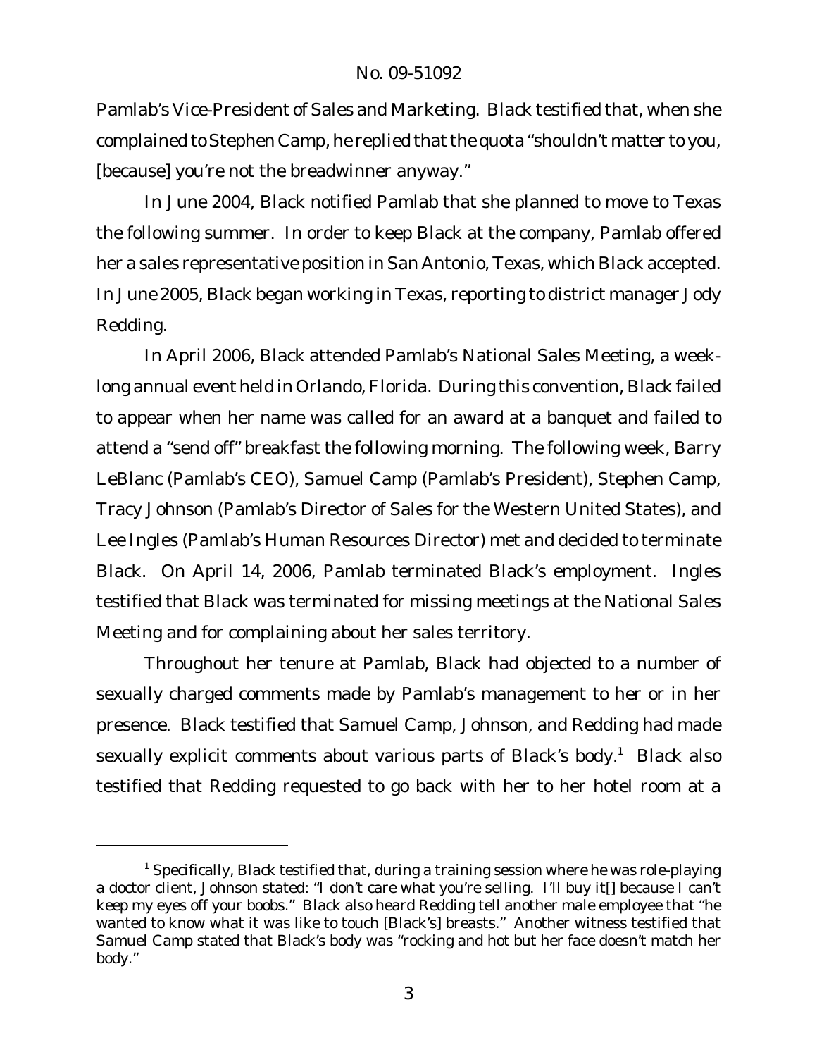Pamlab's Vice-President of Sales and Marketing. Black testified that, when she complained to Stephen Camp, he replied that the quota "shouldn't matter to you, [because] you're not the breadwinner anyway."

In June 2004, Black notified Pamlab that she planned to move to Texas the following summer. In order to keep Black at the company, Pamlab offered her a sales representative position in San Antonio, Texas, which Black accepted. In June 2005, Black began working in Texas, reporting to district manager Jody Redding.

In April 2006, Black attended Pamlab's National Sales Meeting, a week-long annual event held in Orlando, Florida. During this convention, Black failed to appear when her name was called for an award at a banquet and failed to attend a "send off" breakfast the following morning. The following week, Barry LeBlanc (Pamlab's CEO), Samuel Camp (Pamlab's President), Stephen Camp, Tracy Johnson (Pamlab's Director of Sales for the Western United States), and Lee Ingles (Pamlab's Human Resources Director) met and decided to terminate Black. On April 14, 2006, Pamlab terminated Black's employment. Ingles testified that Black was terminated for missing meetings at the National Sales Meeting and for complaining about her sales territory.

Throughout her tenure at Pamlab, Black had objected to a number of sexually charged comments made by Pamlab's management to her or in her presence. Black testified that Samuel Camp, Johnson, and Redding had made sexually explicit comments about various parts of Black's body.[1] Black also testified that Redding requested to go back with her to her hotel room at a

[1] Specifically, Black testified that, during a training session where he was role-playing a doctor client, Johnson stated: "I don't care what you're selling. I'll buy it[] because I can't keep my eyes off your boobs." Black also heard Redding tell another male employee that "he wanted to know what it was like to touch [Black's] breasts." Another witness testified that Samuel Camp stated that Black's body was "rocking and hot but her face doesn't match her body."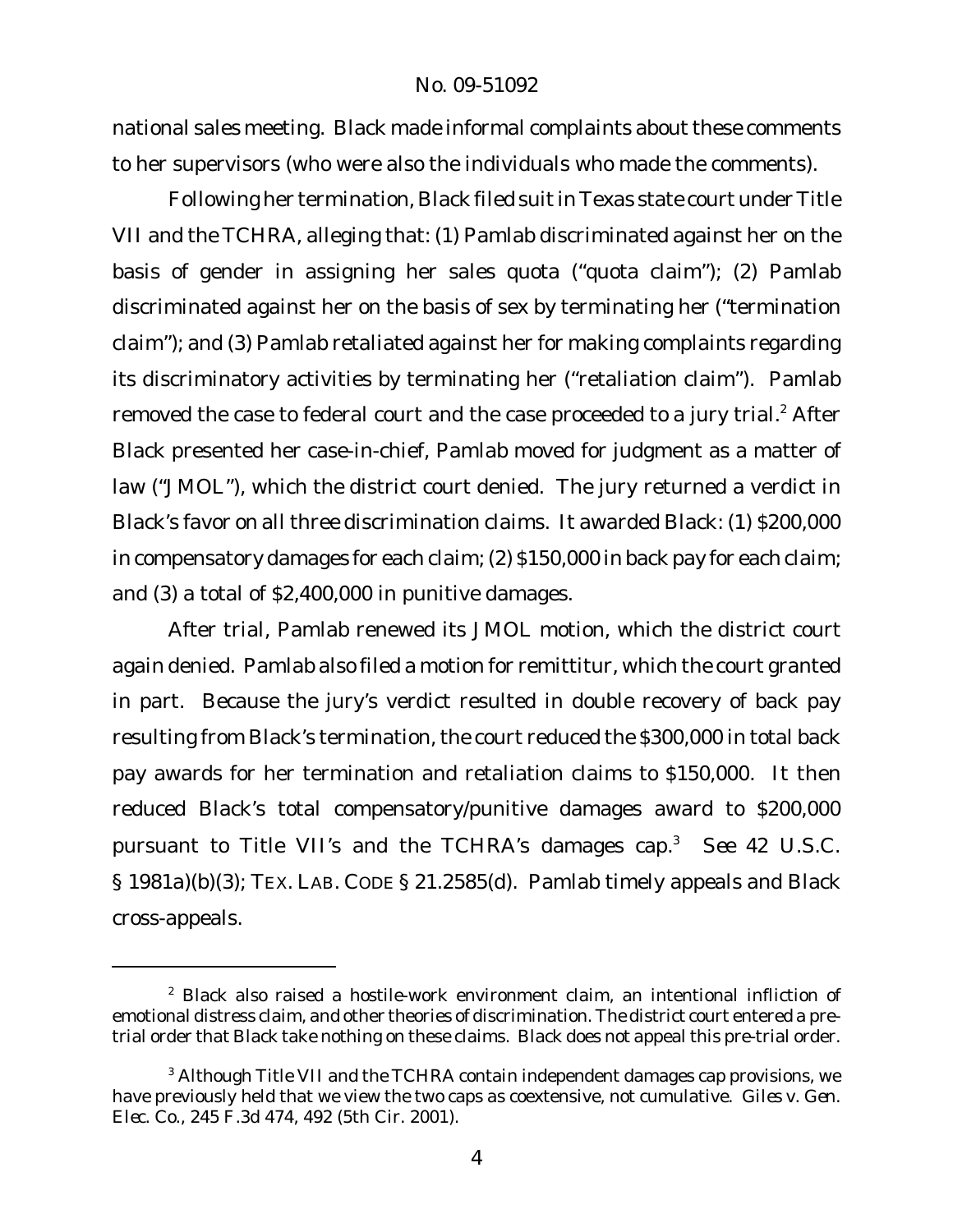national sales meeting. Black made informal complaints about these comments to her supervisors (who were also the individuals who made the comments).

Following her termination, Black filed suit in Texas state court under Title VII and the TCHRA, alleging that: (1) Pamlab discriminated against her on the basis of gender in assigning her sales quota ("quota claim"); (2) Pamlab discriminated against her on the basis of sex by terminating her ("termination claim"); and (3) Pamlab retaliated against her for making complaints regarding its discriminatory activities by terminating her ("retaliation claim"). Pamlab removed the case to federal court and the case proceeded to a jury trial.[2] After Black presented her case-in-chief, Pamlab moved for judgment as a matter of law ("JMOL"), which the district court denied. The jury returned a verdict in Black's favor on all three discrimination claims. It awarded Black: (1) \$200,000 in compensatory damages for each claim; (2) \$150,000 in back pay for each claim; and (3) a total of \$2,400,000 in punitive damages.

After trial, Pamlab renewed its JMOL motion, which the district court again denied. Pamlab also filed a motion for remittitur, which the court granted in part. Because the jury's verdict resulted in double recovery of back pay resulting from Black's termination, the court reduced the \$300,000 in total back pay awards for her termination and retaliation claims to \$150,000. It then reduced Black's total compensatory/punitive damages award to \$200,000 pursuant to Title VII's and the TCHRA's damages cap.[3] *See* 42 U.S.C. § 1981a)(b)(3); TEX. LAB. CODE § 21.2585(d). Pamlab timely appeals and Black cross-appeals.

---

[2] Black also raised a hostile-work environment claim, an intentional infliction of emotional distress claim, and other theories of discrimination. The district court entered a pre-trial order that Black take nothing on these claims. Black does not appeal this pre-trial order.

[3] Although Title VII and the TCHRA contain independent damages cap provisions, we have previously held that we view the two caps as coextensive, not cumulative. *Giles v. Gen. Elec. Co.*, 245 F.3d 474, 492 (5th Cir. 2001).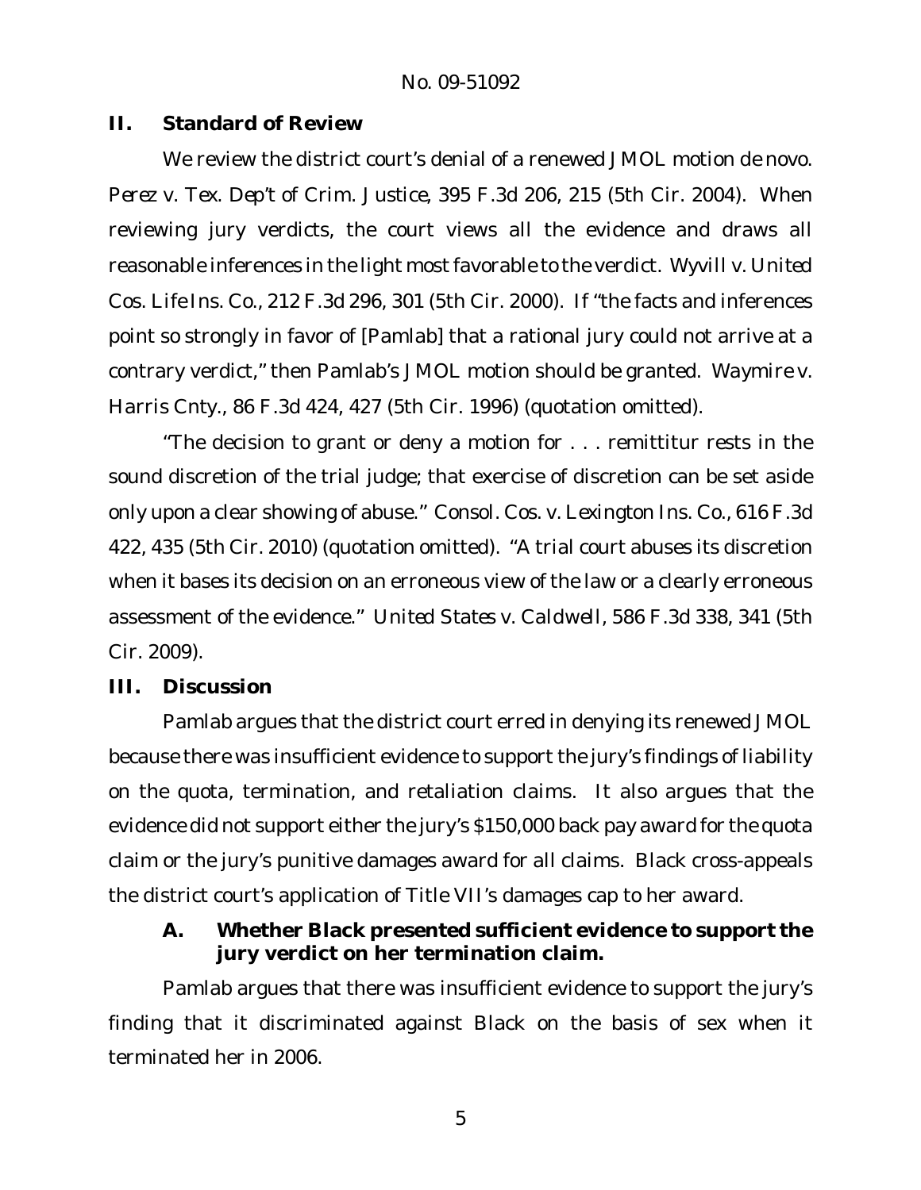## II. Standard of Review

We review the district court's denial of a renewed JMOL motion *de novo*. *Perez v. Tex. Dep't of Crim. Justice*, 395 F.3d 206, 215 (5th Cir. 2004). When reviewing jury verdicts, the court views all the evidence and draws all reasonable inferences in the light most favorable to the verdict. *Wyvill v. United Cos. Life Ins. Co.*, 212 F.3d 296, 301 (5th Cir. 2000). If "the facts and inferences point so strongly in favor of [Pamlab] that a rational jury could not arrive at a contrary verdict," then Pamlab's JMOL motion should be granted. *Waymire v. Harris Cnty.*, 86 F.3d 424, 427 (5th Cir. 1996) (quotation omitted).

"The decision to grant or deny a motion for . . . remittitur rests in the sound discretion of the trial judge; that exercise of discretion can be set aside only upon a clear showing of abuse." *Consol. Cos. v. Lexington Ins. Co.*, 616 F.3d 422, 435 (5th Cir. 2010) (quotation omitted). "A trial court abuses its discretion when it bases its decision on an erroneous view of the law or a clearly erroneous assessment of the evidence." *United States v. Caldwell*, 586 F.3d 338, 341 (5th Cir. 2009).

## III. Discussion

Pamlab argues that the district court erred in denying its renewed JMOL because there was insufficient evidence to support the jury's findings of liability on the quota, termination, and retaliation claims. It also argues that the evidence did not support either the jury's $150,000 back pay award for the quota claim or the jury's punitive damages award for all claims. Black cross-appeals the district court's application of Title VII's damages cap to her award.

### A. Whether Black presented sufficient evidence to support the jury verdict on her termination claim.

Pamlab argues that there was insufficient evidence to support the jury's finding that it discriminated against Black on the basis of sex when it terminated her in 2006.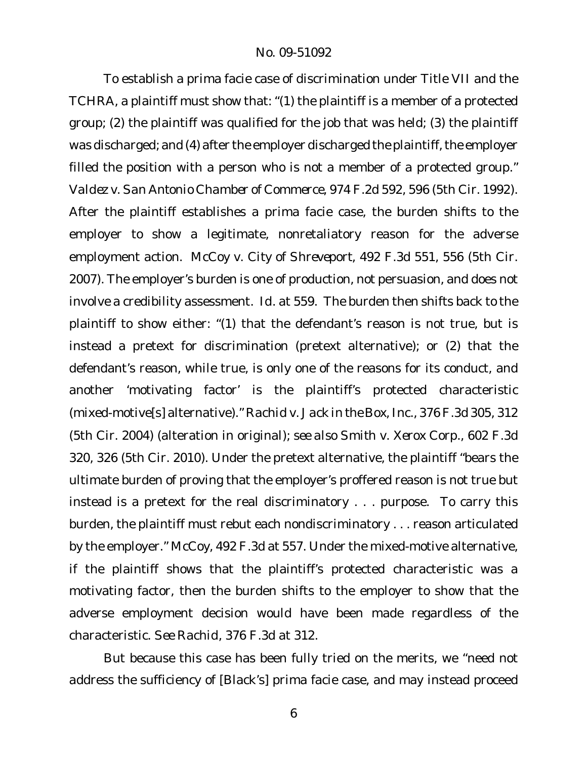To establish a prima facie case of discrimination under Title VII and the TCHRA, a plaintiff must show that: "(1) the plaintiff is a member of a protected group; (2) the plaintiff was qualified for the job that was held; (3) the plaintiff was discharged; and (4) after the employer discharged the plaintiff, the employer filled the position with a person who is not a member of a protected group." *Valdez v. San Antonio Chamber of Commerce*, 974 F.2d 592, 596 (5th Cir. 1992). After the plaintiff establishes a prima facie case, the burden shifts to the employer to show a legitimate, nonretaliatory reason for the adverse employment action. *McCoy v. City of Shreveport*, 492 F.3d 551, 556 (5th Cir. 2007). The employer's burden is one of production, not persuasion, and does not involve a credibility assessment. *Id.* at 559. The burden then shifts back to the plaintiff to show either: "(1) that the defendant's reason is not true, but is instead a pretext for discrimination (pretext alternative); or (2) that the defendant's reason, while true, is only one of the reasons for its conduct, and another 'motivating factor' is the plaintiff's protected characteristic (mixed-motive[s] alternative)." *Rachid v. Jack in the Box, Inc.*, 376 F.3d 305, 312 (5th Cir. 2004) (alteration in original); *see also Smith v. Xerox Corp.*, 602 F.3d 320, 326 (5th Cir. 2010). Under the pretext alternative, the plaintiff "bears the ultimate burden of proving that the employer's proffered reason is not true but instead is a pretext for the real discriminatory . . . purpose. To carry this burden, the plaintiff must rebut each nondiscriminatory . . . reason articulated by the employer." *McCoy*, 492 F.3d at 557. Under the mixed-motive alternative, if the plaintiff shows that the plaintiff's protected characteristic was a motivating factor, then the burden shifts to the employer to show that the adverse employment decision would have been made regardless of the characteristic. *See Rachid*, 376 F.3d at 312.

But because this case has been fully tried on the merits, we "need not address the sufficiency of [Black's] prima facie case, and may instead proceed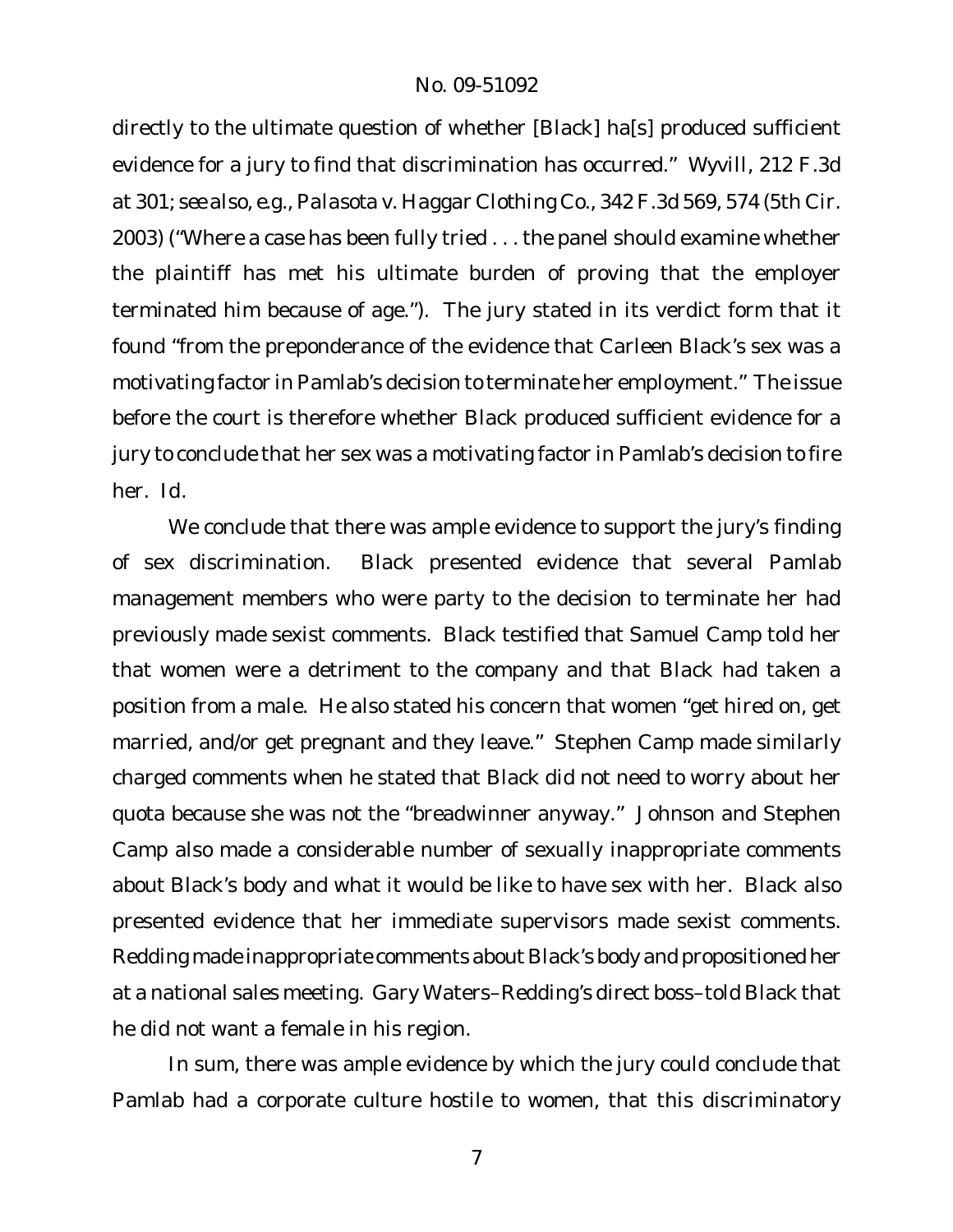directly to the ultimate question of whether [Black] ha[s] produced sufficient evidence for a jury to find that discrimination has occurred." *Wyvill*, 212 F.3d at 301; *see also, e.g.*, *Palasota v. Haggar Clothing Co.*, 342 F.3d 569, 574 (5th Cir. 2003) ("Where a case has been fully tried . . . the panel should examine whether the plaintiff has met his ultimate burden of proving that the employer terminated him because of age."). The jury stated in its verdict form that it found "from the preponderance of the evidence that Carleen Black's sex was a motivating factor in Pamlab's decision to terminate her employment." The issue before the court is therefore whether Black produced sufficient evidence for a jury to conclude that her sex was a motivating factor in Pamlab's decision to fire her. *Id.*

We conclude that there was ample evidence to support the jury's finding of sex discrimination. Black presented evidence that several Pamlab management members who were party to the decision to terminate her had previously made sexist comments. Black testified that Samuel Camp told her that women were a detriment to the company and that Black had taken a position from a male. He also stated his concern that women "get hired on, get married, and/or get pregnant and they leave." Stephen Camp made similarly charged comments when he stated that Black did not need to worry about her quota because she was not the "breadwinner anyway." Johnson and Stephen Camp also made a considerable number of sexually inappropriate comments about Black's body and what it would be like to have sex with her. Black also presented evidence that her immediate supervisors made sexist comments. Redding made inappropriate comments about Black's body and propositioned her at a national sales meeting. Gary Waters–Redding's direct boss–told Black that he did not want a female in his region.

In sum, there was ample evidence by which the jury could conclude that Pamlab had a corporate culture hostile to women, that this discriminatory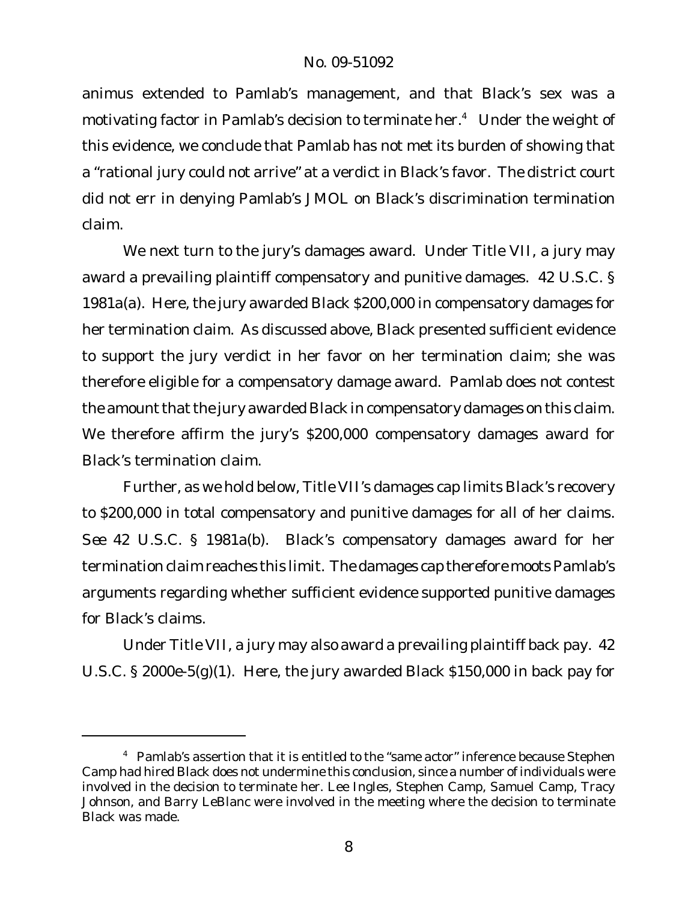animus extended to Pamlab's management, and that Black's sex was a motivating factor in Pamlab's decision to terminate her.[4] Under the weight of this evidence, we conclude that Pamlab has not met its burden of showing that a "rational jury could not arrive" at a verdict in Black's favor. The district court did not err in denying Pamlab's JMOL on Black's discrimination termination claim.

We next turn to the jury's damages award. Under Title VII, a jury may award a prevailing plaintiff compensatory and punitive damages. 42 U.S.C. § 1981a(a). Here, the jury awarded Black $200,000 in compensatory damages for her termination claim. As discussed above, Black presented sufficient evidence to support the jury verdict in her favor on her termination claim; she was therefore eligible for a compensatory damage award. Pamlab does not contest the amount that the jury awarded Black in compensatory damages on this claim. We therefore affirm the jury's $200,000 compensatory damages award for Black's termination claim.

Further, as we hold below, Title VII's damages cap limits Black's recovery to $200,000 in total compensatory and punitive damages for all of her claims. *See* 42 U.S.C. § 1981a(b). Black's compensatory damages award for her termination claim reaches this limit. The damages cap therefore moots Pamlab's arguments regarding whether sufficient evidence supported punitive damages for Black's claims.

Under Title VII, a jury may also award a prevailing plaintiff back pay. 42 U.S.C. § 2000e-5(g)(1). Here, the jury awarded Black $150,000 in back pay for

---

[4] Pamlab's assertion that it is entitled to the "same actor" inference because Stephen Camp had hired Black does not undermine this conclusion, since a number of individuals were involved in the decision to terminate her. Lee Ingles, Stephen Camp, Samuel Camp, Tracy Johnson, and Barry LeBlanc were involved in the meeting where the decision to terminate Black was made.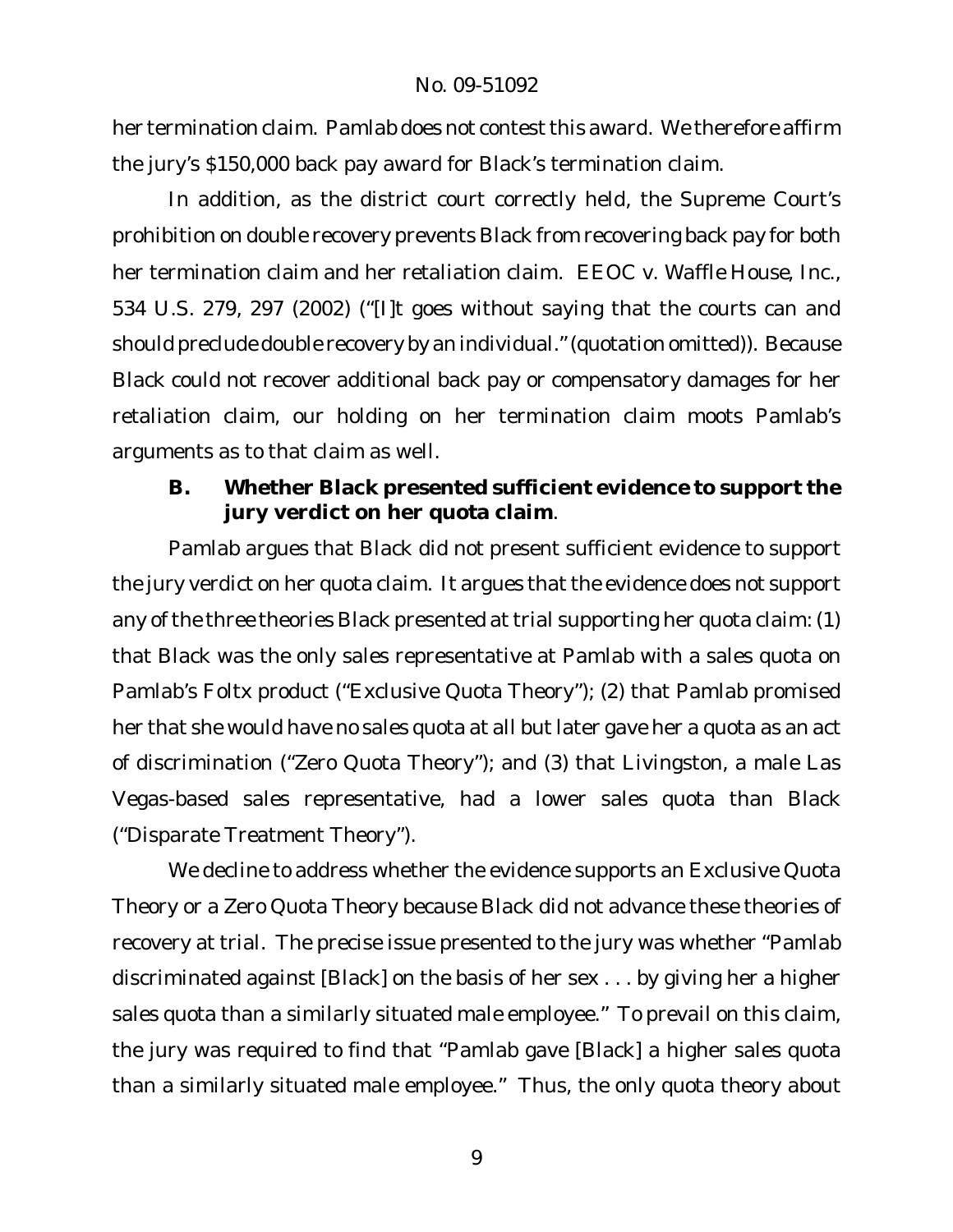her termination claim. Pamlab does not contest this award. We therefore affirm the jury's $150,000 back pay award for Black's termination claim.

In addition, as the district court correctly held, the Supreme Court's prohibition on double recovery prevents Black from recovering back pay for both her termination claim and her retaliation claim. *EEOC v. Waffle House, Inc.*, 534 U.S. 279, 297 (2002) ("[I]t goes without saying that the courts can and should preclude double recovery by an individual." (quotation omitted)). Because Black could not recover additional back pay or compensatory damages for her retaliation claim, our holding on her termination claim moots Pamlab's arguments as to that claim as well.

### B. Whether Black presented sufficient evidence to support the jury verdict on her quota claim.

Pamlab argues that Black did not present sufficient evidence to support the jury verdict on her quota claim. It argues that the evidence does not support any of the three theories Black presented at trial supporting her quota claim: (1) that Black was the only sales representative at Pamlab with a sales quota on Pamlab's Foltx product ("Exclusive Quota Theory"); (2) that Pamlab promised her that she would have no sales quota at all but later gave her a quota as an act of discrimination ("Zero Quota Theory"); and (3) that Livingston, a male Las Vegas-based sales representative, had a lower sales quota than Black ("Disparate Treatment Theory").

We decline to address whether the evidence supports an Exclusive Quota Theory or a Zero Quota Theory because Black did not advance these theories of recovery at trial. The precise issue presented to the jury was whether "Pamlab discriminated against [Black] on the basis of her sex . . . by giving her a higher sales quota than a similarly situated male employee." To prevail on this claim, the jury was required to find that "Pamlab gave [Black] a higher sales quota than a similarly situated male employee." Thus, the only quota theory about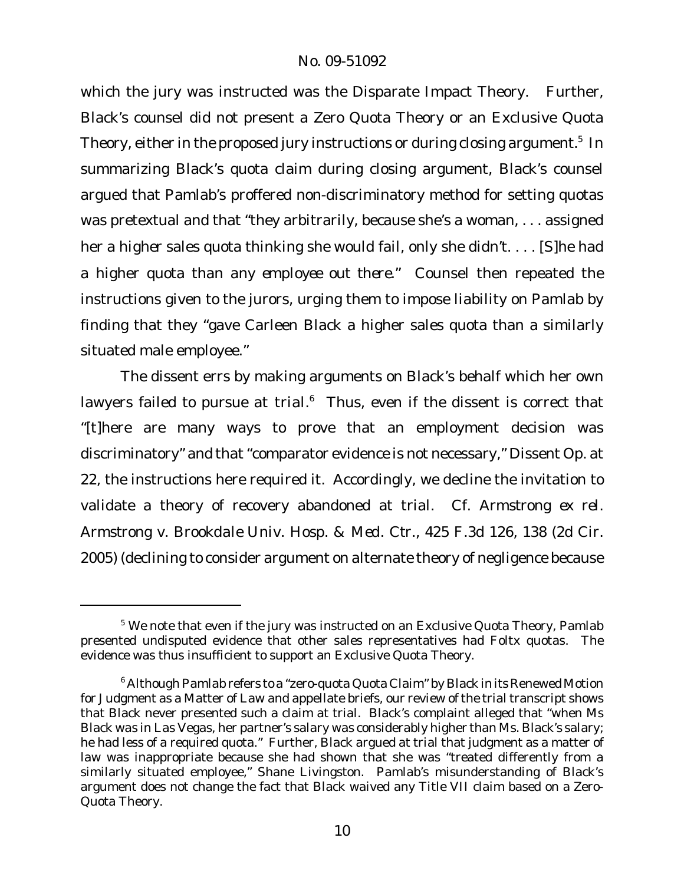which the jury was instructed was the Disparate Impact Theory. Further, Black's counsel did not present a Zero Quota Theory or an Exclusive Quota Theory, either in the proposed jury instructions or during closing argument.[5] In summarizing Black's quota claim during closing argument, Black's counsel argued that Pamlab's proffered non-discriminatory method for setting quotas was pretextual and that "they arbitrarily, because she's a woman, . . . assigned her a higher sales quota thinking she would fail, only she didn't. . . . [S]he had a higher quota than any employee out there." Counsel then repeated the instructions given to the jurors, urging them to impose liability on Pamlab by finding that they "gave Carleen Black a higher sales quota than a similarly situated male employee."

The dissent errs by making arguments on Black's behalf which her own lawyers failed to pursue at trial.[6] Thus, even if the dissent is correct that "[t]here are many ways to prove that an employment decision was discriminatory" and that "comparator evidence is not necessary," Dissent Op. at 22, the instructions here required it. Accordingly, we decline the invitation to validate a theory of recovery abandoned at trial. *Cf. Armstrong ex rel. Armstrong v. Brookdale Univ. Hosp. & Med. Ctr.*, 425 F.3d 126, 138 (2d Cir. 2005) (declining to consider argument on alternate theory of negligence because

---

[5] We note that even if the jury was instructed on an Exclusive Quota Theory, Pamlab presented undisputed evidence that other sales representatives had Foltx quotas. The evidence was thus insufficient to support an Exclusive Quota Theory.

[6] Although Pamlab refers to a "zero-quota Quota Claim" by Black in its Renewed Motion for Judgment as a Matter of Law and appellate briefs, our review of the trial transcript shows that Black never presented such a claim at trial. Black's complaint alleged that "when Ms Black was in Las Vegas, her partner's salary was considerably higher than Ms. Black's salary; he had less of a required quota." Further, Black argued at trial that judgment as a matter of law was inappropriate because she had shown that she was "treated differently from a similarly situated employee," Shane Livingston. Pamlab's misunderstanding of Black's argument does not change the fact that Black waived any Title VII claim based on a Zero-Quota Theory.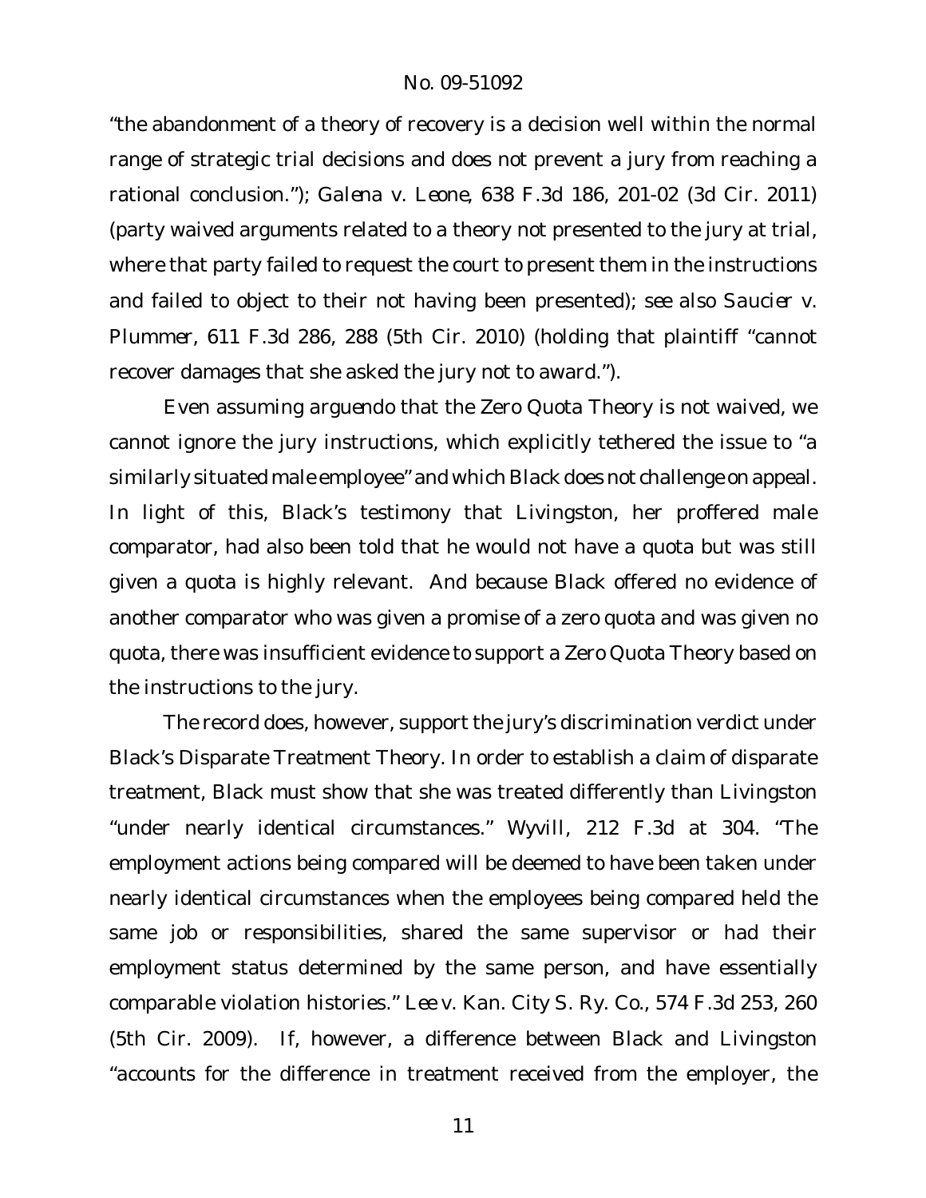"the abandonment of a theory of recovery is a decision well within the normal range of strategic trial decisions and does not prevent a jury from reaching a rational conclusion."); *Galena v. Leone*, 638 F.3d 186, 201-02 (3d Cir. 2011) (party waived arguments related to a theory not presented to the jury at trial, where that party failed to request the court to present them in the instructions and failed to object to their not having been presented); *see also Saucier v. Plummer*, 611 F.3d 286, 288 (5th Cir. 2010) (holding that plaintiff "cannot recover damages that she asked the jury not to award.").

Even assuming *arguendo* that the Zero Quota Theory is not waived, we cannot ignore the jury instructions, which explicitly tethered the issue to "a similarly situated male employee" and which Black does not challenge on appeal. In light of this, Black's testimony that Livingston, her proffered male comparator, had also been told that he would not have a quota but was still given a quota is highly relevant. And because Black offered no evidence of another comparator who was given a promise of a zero quota and was given no quota, there was insufficient evidence to support a Zero Quota Theory based on the instructions to the jury.

The record does, however, support the jury's discrimination verdict under Black's Disparate Treatment Theory. In order to establish a claim of disparate treatment, Black must show that she was treated differently than Livingston "under nearly identical circumstances." *Wyvill*, 212 F.3d at 304. "The employment actions being compared will be deemed to have been taken under nearly identical circumstances when the employees being compared held the same job or responsibilities, shared the same supervisor or had their employment status determined by the same person, and have essentially comparable violation histories." *Lee v. Kan. City S. Ry. Co.*, 574 F.3d 253, 260 (5th Cir. 2009). If, however, a difference between Black and Livingston "accounts for the difference in treatment received from the employer, the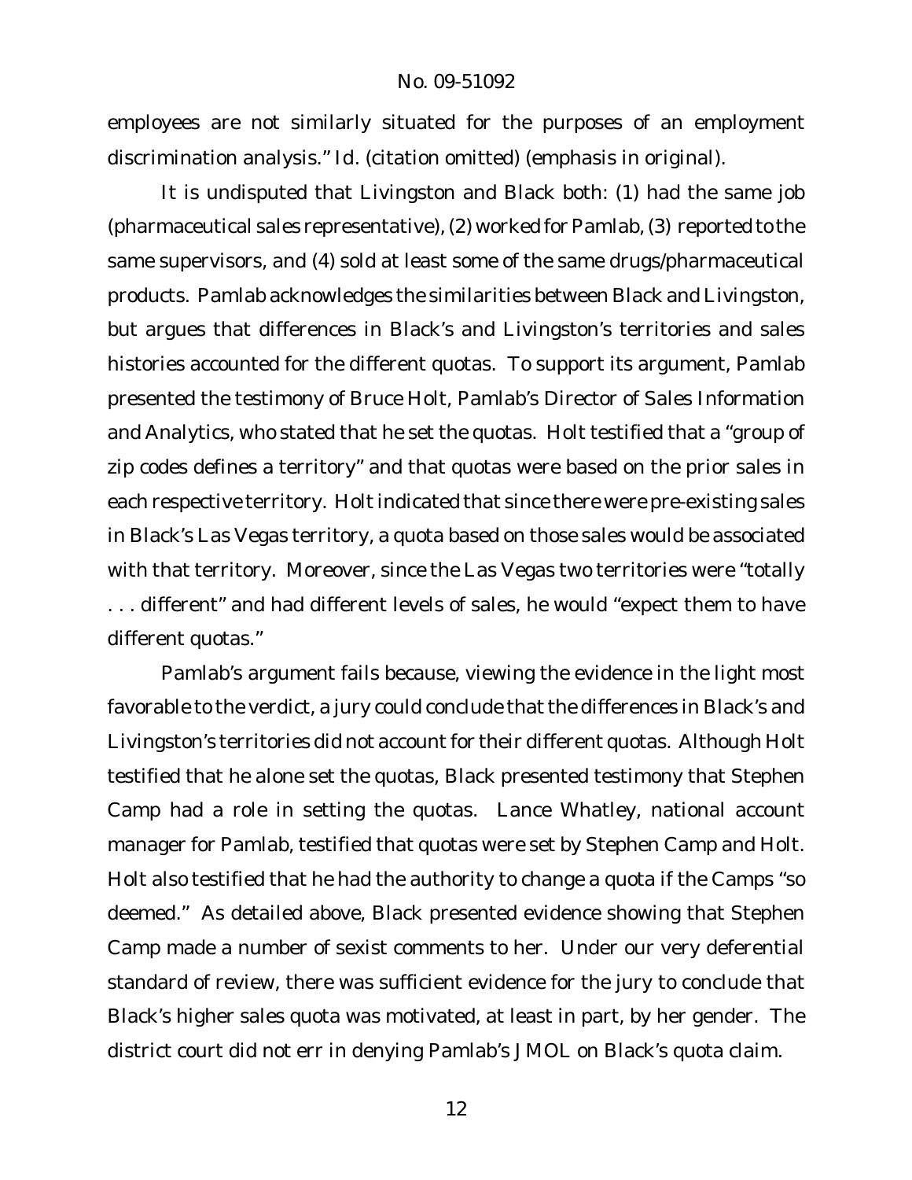employees are not similarly situated for the purposes of an employment discrimination analysis." Id. (citation omitted) (emphasis in original).

It is undisputed that Livingston and Black both: (1) had the same job (pharmaceutical sales representative), (2) worked for Pamlab, (3) reported to the same supervisors, and (4) sold at least some of the same drugs/pharmaceutical products. Pamlab acknowledges the similarities between Black and Livingston, but argues that differences in Black's and Livingston's territories and sales histories accounted for the different quotas. To support its argument, Pamlab presented the testimony of Bruce Holt, Pamlab's Director of Sales Information and Analytics, who stated that he set the quotas. Holt testified that a "group of zip codes defines a territory" and that quotas were based on the prior sales in each respective territory. Holt indicated that since there were pre-existing sales in Black's Las Vegas territory, a quota based on those sales would be associated with that territory. Moreover, since the Las Vegas two territories were "totally . . . different" and had different levels of sales, he would "expect them to have different quotas."

Pamlab's argument fails because, viewing the evidence in the light most favorable to the verdict, a jury could conclude that the differences in Black's and Livingston's territories did not account for their different quotas. Although Holt testified that he alone set the quotas, Black presented testimony that Stephen Camp had a role in setting the quotas. Lance Whatley, national account manager for Pamlab, testified that quotas were set by Stephen Camp and Holt. Holt also testified that he had the authority to change a quota if the Camps "so deemed." As detailed above, Black presented evidence showing that Stephen Camp made a number of sexist comments to her. Under our very deferential standard of review, there was sufficient evidence for the jury to conclude that Black's higher sales quota was motivated, at least in part, by her gender. The district court did not err in denying Pamlab's JMOL on Black's quota claim.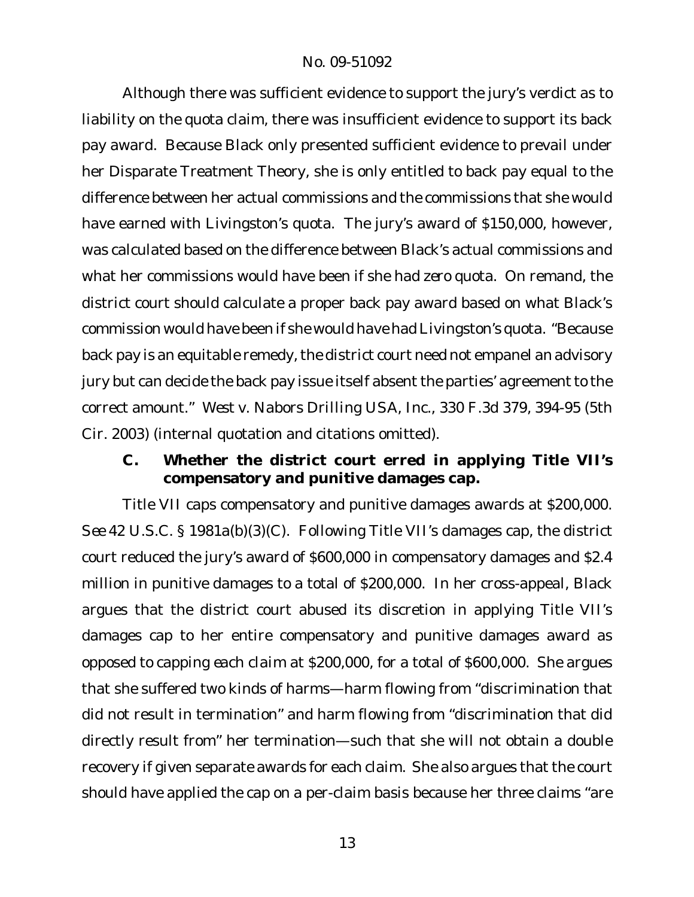Although there was sufficient evidence to support the jury's verdict as to liability on the quota claim, there was insufficient evidence to support its back pay award. Because Black only presented sufficient evidence to prevail under her Disparate Treatment Theory, she is only entitled to back pay equal to the difference between her actual commissions and the commissions that she would have earned with Livingston's quota. The jury's award of $150,000, however, was calculated based on the difference between Black's actual commissions and what her commissions would have been if she had *zero* quota. On remand, the district court should calculate a proper back pay award based on what Black's commission would have been if she would have had Livingston's quota. "Because back pay is an equitable remedy, the district court need not empanel an advisory jury but can decide the back pay issue itself absent the parties' agreement to the correct amount." *West v. Nabors Drilling USA, Inc.*, 330 F.3d 379, 394-95 (5th Cir. 2003) (internal quotation and citations omitted).

### C. Whether the district court erred in applying Title VII's compensatory and punitive damages cap.

Title VII caps compensatory and punitive damages awards at $200,000. *See* 42 U.S.C. § 1981a(b)(3)(C). Following Title VII's damages cap, the district court reduced the jury's award of $600,000 in compensatory damages and $2.4 million in punitive damages to a total of $200,000. In her cross-appeal, Black argues that the district court abused its discretion in applying Title VII's damages cap to her entire compensatory and punitive damages award as opposed to capping *each claim* at $200,000, for a total of $600,000. She argues that she suffered two kinds of harms—harm flowing from "discrimination that did not result in termination" and harm flowing from "discrimination that did directly result from" her termination—such that she will not obtain a double recovery if given separate awards for each claim. She also argues that the court should have applied the cap on a per-claim basis because her three claims "are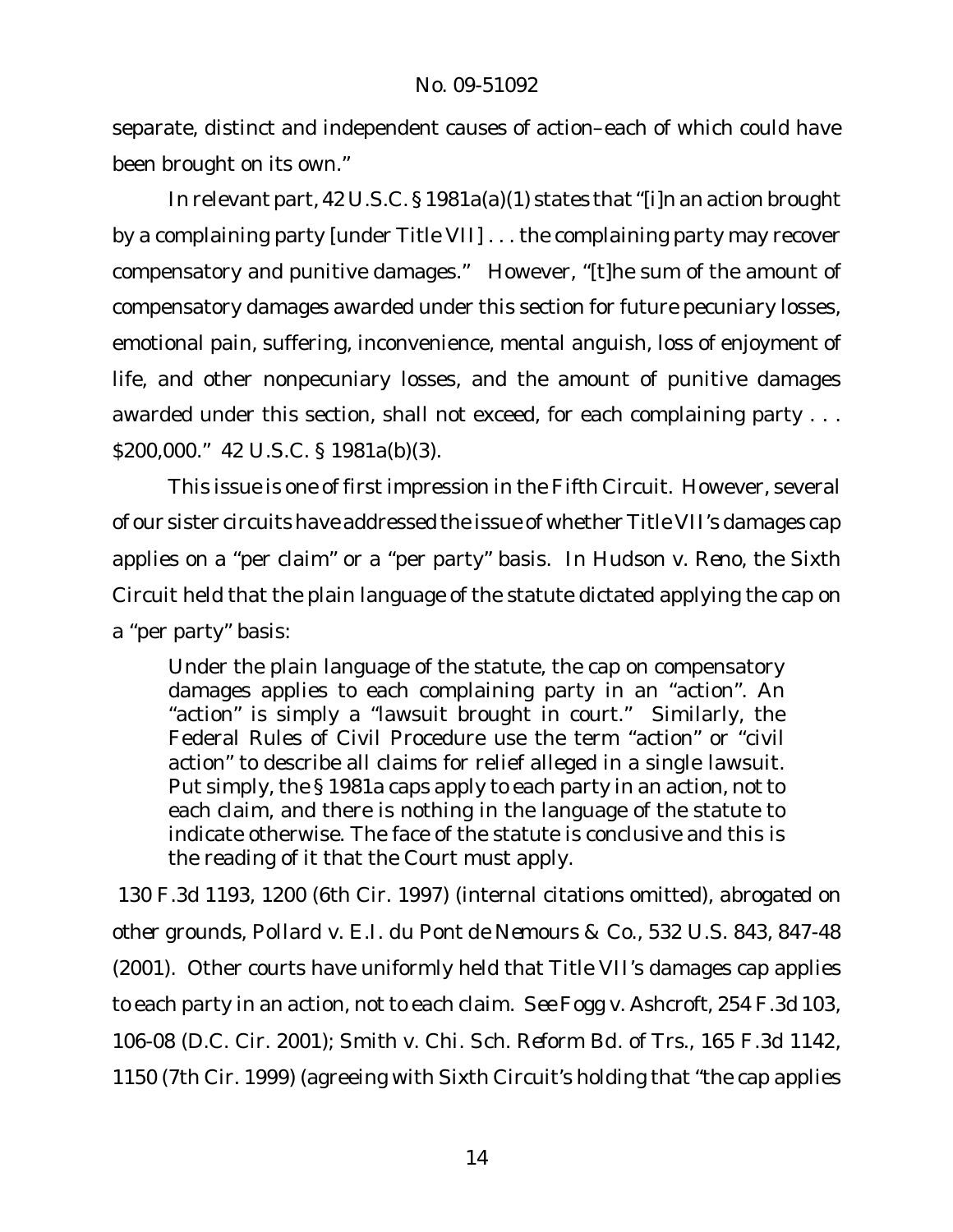separate, distinct and independent causes of action–each of which could have been brought on its own."

In relevant part, 42 U.S.C. § 1981a(a)(1) states that "[i]n an action brought by a complaining party [under Title VII] . . . the complaining party may recover compensatory and punitive damages." However, "[t]he sum of the amount of compensatory damages awarded under this section for future pecuniary losses, emotional pain, suffering, inconvenience, mental anguish, loss of enjoyment of life, and other nonpecuniary losses, and the amount of punitive damages awarded under this section, shall not exceed, for each complaining party . . . $200,000." 42 U.S.C. § 1981a(b)(3).

This issue is one of first impression in the Fifth Circuit. However, several of our sister circuits have addressed the issue of whether Title VII's damages cap applies on a "per claim" or a "per party" basis. In *Hudson v. Reno*, the Sixth Circuit held that the plain language of the statute dictated applying the cap on a "per party" basis:

> Under the plain language of the statute, the cap on compensatory damages applies to each complaining party in an "action". An "action" is simply a "lawsuit brought in court." Similarly, the Federal Rules of Civil Procedure use the term "action" or "civil action" to describe all claims for relief alleged in a single lawsuit. Put simply, the § 1981a caps apply to each party in an action, not to each claim, and there is nothing in the language of the statute to indicate otherwise. The face of the statute is conclusive and this is the reading of it that the Court must apply.

130 F.3d 1193, 1200 (6th Cir. 1997) (internal citations omitted), *abrogated on other grounds*, *Pollard v. E.I. du Pont de Nemours & Co.*, 532 U.S. 843, 847-48 (2001). Other courts have uniformly held that Title VII's damages cap applies to each party in an action, not to each claim. *See Fogg v. Ashcroft*, 254 F.3d 103, 106-08 (D.C. Cir. 2001); *Smith v. Chi. Sch. Reform Bd. of Trs.*, 165 F.3d 1142, 1150 (7th Cir. 1999) (agreeing with Sixth Circuit's holding that "the cap applies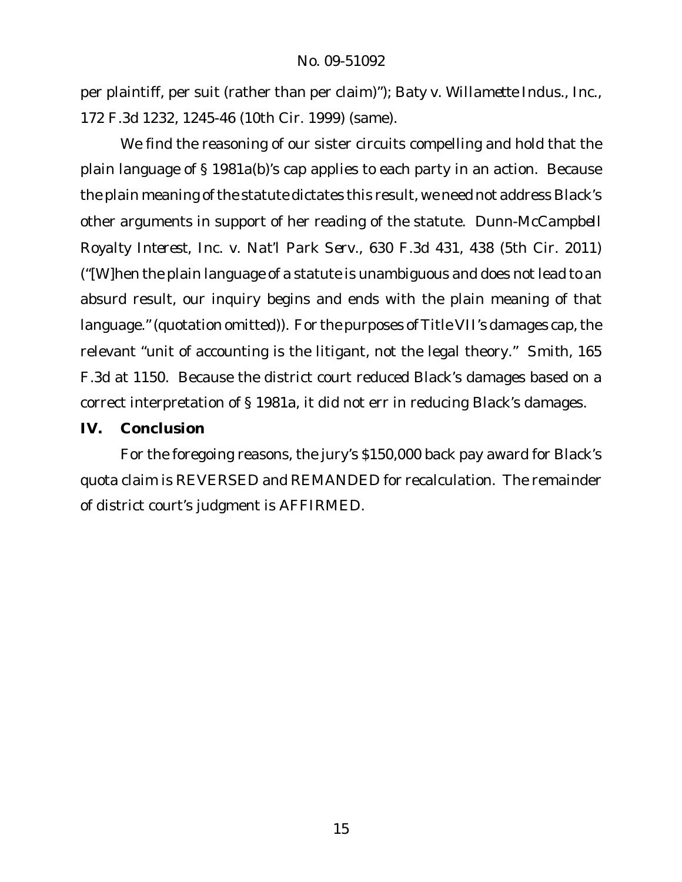per plaintiff, per suit (rather than per claim)"); *Baty v. Willamette Indus., Inc.*, 172 F.3d 1232, 1245-46 (10th Cir. 1999) (same).

We find the reasoning of our sister circuits compelling and hold that the plain language of § 1981a(b)'s cap applies to each party in an action. Because the plain meaning of the statute dictates this result, we need not address Black's other arguments in support of her reading of the statute. *Dunn-McCampbell Royalty Interest, Inc. v. Nat'l Park Serv.*, 630 F.3d 431, 438 (5th Cir. 2011) ("[W]hen the plain language of a statute is unambiguous and does not lead to an absurd result, our inquiry begins and ends with the plain meaning of that language." (quotation omitted)). For the purposes of Title VII's damages cap, the relevant "unit of accounting is the litigant, not the legal theory." *Smith*, 165 F.3d at 1150. Because the district court reduced Black's damages based on a correct interpretation of § 1981a, it did not err in reducing Black's damages.

## IV. Conclusion

For the foregoing reasons, the jury's $150,000 back pay award for Black's quota claim is REVERSED and REMANDED for recalculation. The remainder of district court's judgment is AFFIRMED.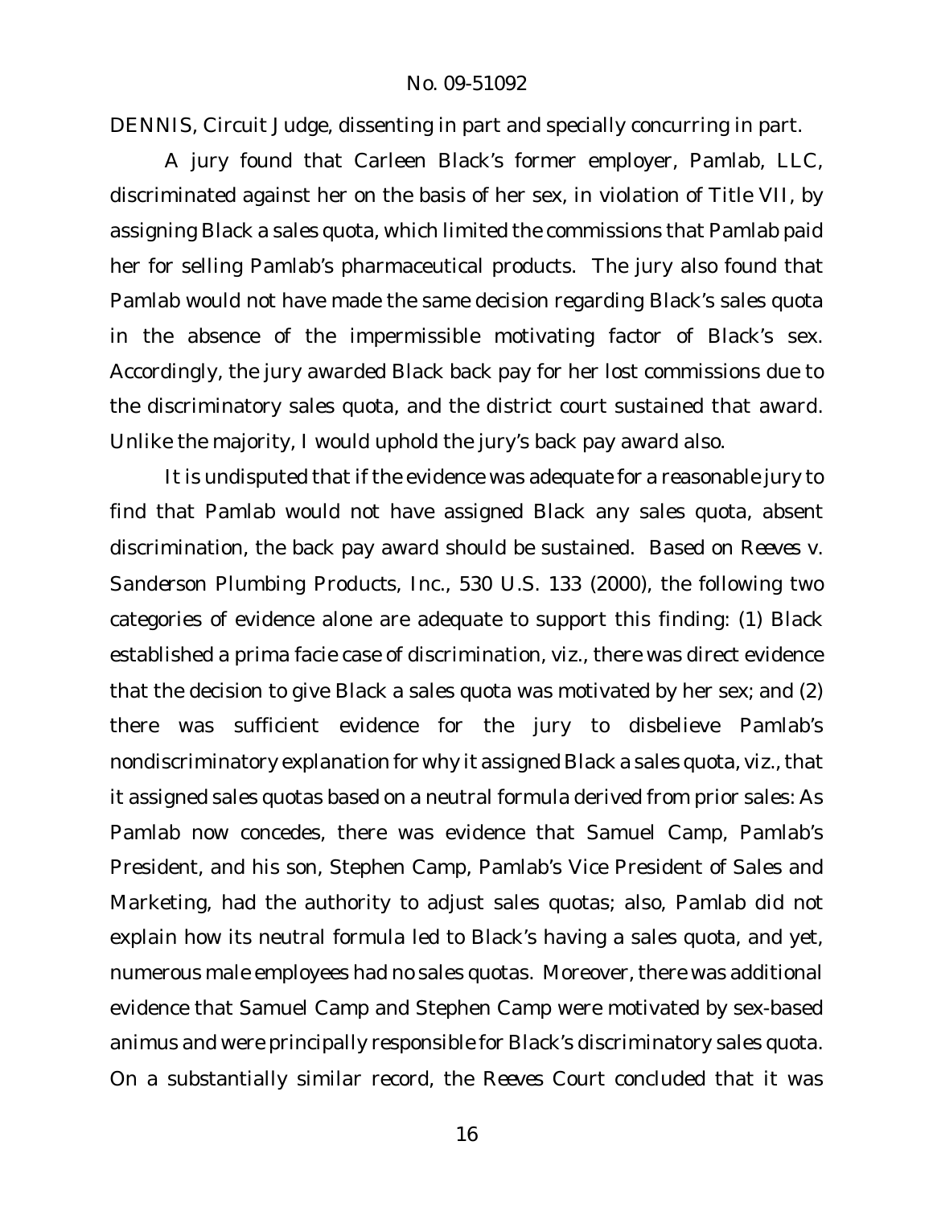DENNIS, Circuit Judge, dissenting in part and specially concurring in part.

A jury found that Carleen Black's former employer, Pamlab, LLC, discriminated against her on the basis of her sex, in violation of Title VII, by assigning Black a sales quota, which limited the commissions that Pamlab paid her for selling Pamlab's pharmaceutical products. The jury also found that Pamlab would not have made the same decision regarding Black's sales quota in the absence of the impermissible motivating factor of Black's sex. Accordingly, the jury awarded Black back pay for her lost commissions due to the discriminatory sales quota, and the district court sustained that award. Unlike the majority, I would uphold the jury's back pay award also.

It is undisputed that if the evidence was adequate for a reasonable jury to find that Pamlab would not have assigned Black any sales quota, absent discrimination, the back pay award should be sustained. Based on *Reeves v. Sanderson Plumbing Products, Inc.*, 530 U.S. 133 (2000), the following two categories of evidence alone are adequate to support this finding: (1) Black established a prima facie case of discrimination, viz., there was direct evidence that the decision to give Black a sales quota was motivated by her sex; and (2) there was sufficient evidence for the jury to disbelieve Pamlab's nondiscriminatory explanation for why it assigned Black a sales quota, viz., that it assigned sales quotas based on a neutral formula derived from prior sales: As Pamlab now concedes, there was evidence that Samuel Camp, Pamlab's President, and his son, Stephen Camp, Pamlab's Vice President of Sales and Marketing, had the authority to adjust sales quotas; also, Pamlab did not explain how its neutral formula led to Black's having a sales quota, and yet, numerous male employees had no sales quotas. Moreover, there was additional evidence that Samuel Camp and Stephen Camp were motivated by sex-based animus and were principally responsible for Black's discriminatory sales quota. On a substantially similar record, the *Reeves* Court concluded that it was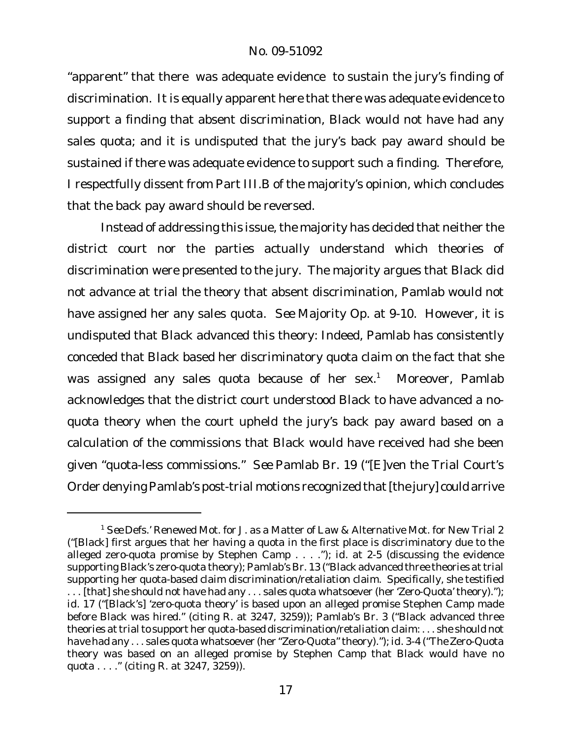"apparent" that there was adequate evidence to sustain the jury's finding of discrimination. It is equally apparent here that there was adequate evidence to support a finding that absent discrimination, Black would not have had any sales quota; and it is undisputed that the jury's back pay award should be sustained if there was adequate evidence to support such a finding. Therefore, I respectfully dissent from Part III.B of the majority's opinion, which concludes that the back pay award should be reversed.

Instead of addressing this issue, the majority has decided that neither the district court nor the parties actually understand which theories of discrimination were presented to the jury. The majority argues that Black did not advance at trial the theory that absent discrimination, Pamlab would not have assigned her any sales quota. *See* Majority Op. at 9-10. However, it is undisputed that Black advanced this theory: Indeed, Pamlab has consistently conceded that Black based her discriminatory quota claim on the fact that she was assigned any sales quota because of her sex.[1] Moreover, Pamlab acknowledges that the district court understood Black to have advanced a no-quota theory when the court upheld the jury's back pay award based on a calculation of the commissions that Black would have received had she been given "quota-less commissions." *See* Pamlab Br. 19 ("[E]ven the Trial Court's Order denying Pamlab's post-trial motions recognized that [the jury] could arrive

---

[1] *See* Defs.' Renewed Mot. for J. as a Matter of Law & Alternative Mot. for New Trial 2 ("[Black] first argues that her having a quota in the first place is discriminatory due to the alleged zero-quota promise by Stephen Camp . . . ."); *id.* at 2-5 (discussing the evidence supporting Black's zero-quota theory); Pamlab's Br. 13 ("Black advanced three theories at trial supporting her quota-based claim discrimination/retaliation claim. Specifically, she testified . . . [that] she should not have had any . . . sales quota whatsoever (her 'Zero-Quota' theory)."); *id.* 17 ("[Black's] 'zero-quota theory' is based upon an alleged promise Stephen Camp made before Black was hired." (citing R. at 3247, 3259)); Pamlab's Br. 3 ("Black advanced three theories at trial to support her quota-based discrimination/retaliation claim: . . . she should not have had any . . . sales quota whatsoever (her "Zero-Quota" theory)."); *id.* 3-4 ("The Zero-Quota theory was based on an alleged promise by Stephen Camp that Black would have no quota . . . ." (citing R. at 3247, 3259)).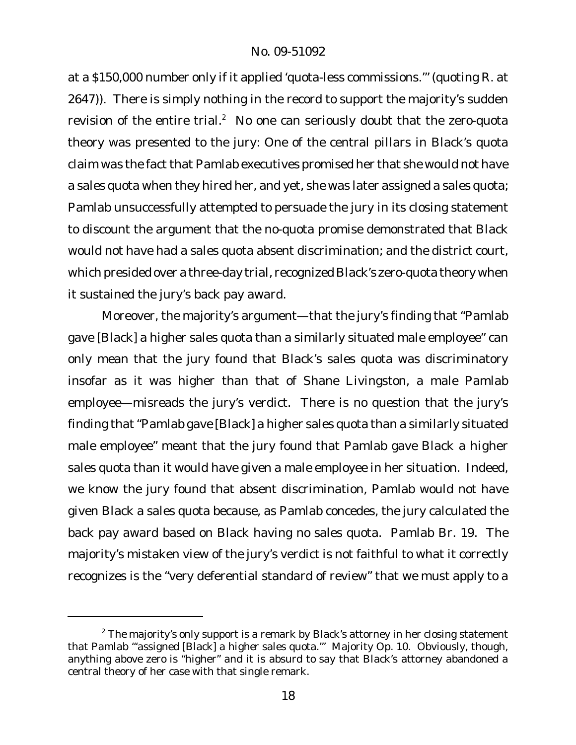at a $150,000 number only if it applied 'quota-less commissions.'" (quoting R. at 2647)). There is simply nothing in the record to support the majority's sudden revision of the entire trial.[2] No one can seriously doubt that the zero-quota theory was presented to the jury: One of the central pillars in Black's quota claim was the fact that Pamlab executives promised her that she would not have a sales quota when they hired her, and yet, she was later assigned a sales quota; Pamlab unsuccessfully attempted to persuade the jury in its closing statement to discount the argument that the no-quota promise demonstrated that Black would not have had a sales quota absent discrimination; and the district court, which presided over a three-day trial, recognized Black's zero-quota theory when it sustained the jury's back pay award.

Moreover, the majority's argument—that the jury's finding that "Pamlab gave [Black] a higher sales quota than a similarly situated male employee" can only mean that the jury found that Black's sales quota was discriminatory insofar as it was higher than that of Shane Livingston, a male Pamlab employee—misreads the jury's verdict. There is no question that the jury's finding that "Pamlab gave [Black] a higher sales quota than a similarly situated male employee" meant that the jury found that Pamlab gave Black a higher sales quota than it would have given a male employee in her situation. Indeed, we know the jury found that absent discrimination, Pamlab would not have given Black a sales quota because, as Pamlab concedes, the jury calculated the back pay award based on Black having no sales quota. Pamlab Br. 19. The majority's mistaken view of the jury's verdict is not faithful to what it correctly recognizes is the "very deferential standard of review" that we must apply to a

[2] The majority's only support is a remark by Black's attorney in her closing statement that Pamlab "'assigned [Black] a *higher* sales quota.'" Majority Op. 10. Obviously, though, anything above zero is "higher" and it is absurd to say that Black's attorney abandoned a central theory of her case with that single remark.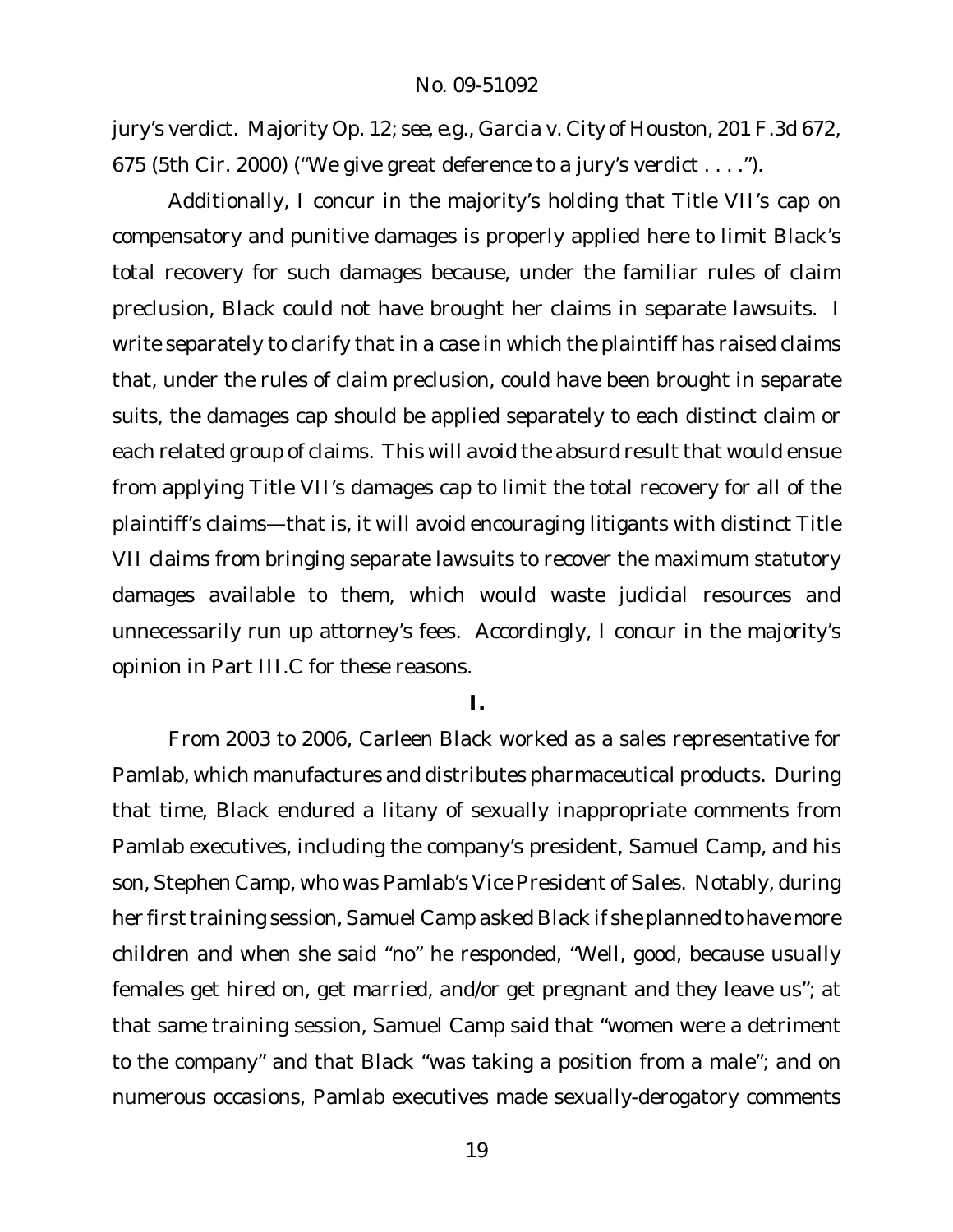jury's verdict. Majority Op. 12; *see, e.g.*, *Garcia v. City of Houston*, 201 F.3d 672, 675 (5th Cir. 2000) ("We give great deference to a jury's verdict . . . .").

Additionally, I concur in the majority's holding that Title VII's cap on compensatory and punitive damages is properly applied here to limit Black's total recovery for such damages because, under the familiar rules of claim preclusion, Black could not have brought her claims in separate lawsuits. I write separately to clarify that in a case in which the plaintiff has raised claims that, under the rules of claim preclusion, could have been brought in separate suits, the damages cap should be applied separately to each distinct claim or each related group of claims. This will avoid the absurd result that would ensue from applying Title VII's damages cap to limit the total recovery for all of the plaintiff's claims—that is, it will avoid encouraging litigants with distinct Title VII claims from bringing separate lawsuits to recover the maximum statutory damages available to them, which would waste judicial resources and unnecessarily run up attorney's fees. Accordingly, I concur in the majority's opinion in Part III.C for these reasons.

## I.

From 2003 to 2006, Carleen Black worked as a sales representative for Pamlab, which manufactures and distributes pharmaceutical products. During that time, Black endured a litany of sexually inappropriate comments from Pamlab executives, including the company's president, Samuel Camp, and his son, Stephen Camp, who was Pamlab's Vice President of Sales. Notably, during her first training session, Samuel Camp asked Black if she planned to have more children and when she said "no" he responded, "Well, good, because usually females get hired on, get married, and/or get pregnant and they leave us"; at that same training session, Samuel Camp said that "women were a detriment to the company" and that Black "was taking a position from a male"; and on numerous occasions, Pamlab executives made sexually-derogatory comments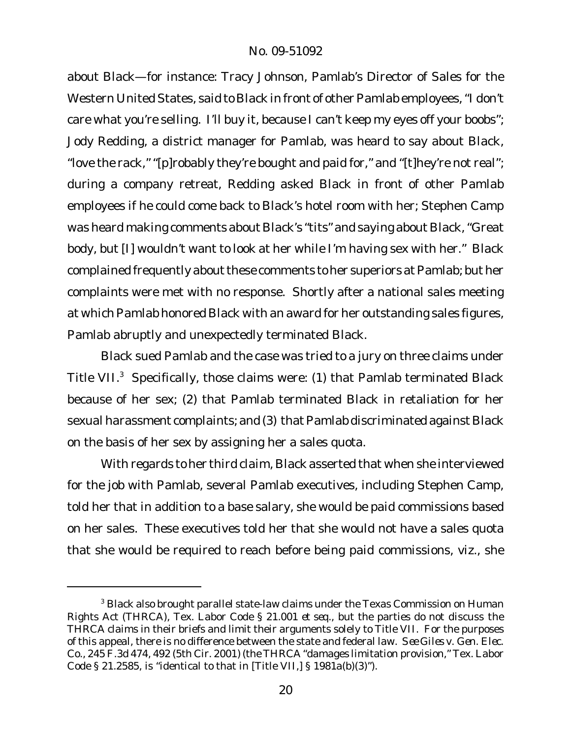about Black—for instance: Tracy Johnson, Pamlab's Director of Sales for the Western United States, said to Black in front of other Pamlab employees, "I don't care what you're selling. I'll buy it, because I can't keep my eyes off your boobs"; Jody Redding, a district manager for Pamlab, was heard to say about Black, "love the rack," "[p]robably they're bought and paid for," and "[t]hey're not real"; during a company retreat, Redding asked Black in front of other Pamlab employees if he could come back to Black's hotel room with her; Stephen Camp was heard making comments about Black's "tits" and saying about Black, "Great body, but [I] wouldn't want to look at her while I'm having sex with her." Black complained frequently about these comments to her superiors at Pamlab; but her complaints were met with no response. Shortly after a national sales meeting at which Pamlab honored Black with an award for her outstanding sales figures, Pamlab abruptly and unexpectedly terminated Black.

Black sued Pamlab and the case was tried to a jury on three claims under Title VII.[3] Specifically, those claims were: (1) that Pamlab terminated Black because of her sex; (2) that Pamlab terminated Black in retaliation for her sexual harassment complaints; and (3) that Pamlab discriminated against Black on the basis of her sex by assigning her a sales quota.

With regards to her third claim, Black asserted that when she interviewed for the job with Pamlab, several Pamlab executives, including Stephen Camp, told her that in addition to a base salary, she would be paid commissions based on her sales. These executives told her that she would not have a sales quota that she would be required to reach before being paid commissions, viz., she

[3] Black also brought parallel state-law claims under the Texas Commission on Human Rights Act (THRCA), Tex. Labor Code § 21.001 *et seq.*, but the parties do not discuss the THRCA claims in their briefs and limit their arguments solely to Title VII. For the purposes of this appeal, there is no difference between the state and federal law. *See Giles v. Gen. Elec. Co.*, 245 F.3d 474, 492 (5th Cir. 2001) (the THRCA "damages limitation provision," Tex. Labor Code § 21.2585, is "identical to that in [Title VII,] § 1981a(b)(3)").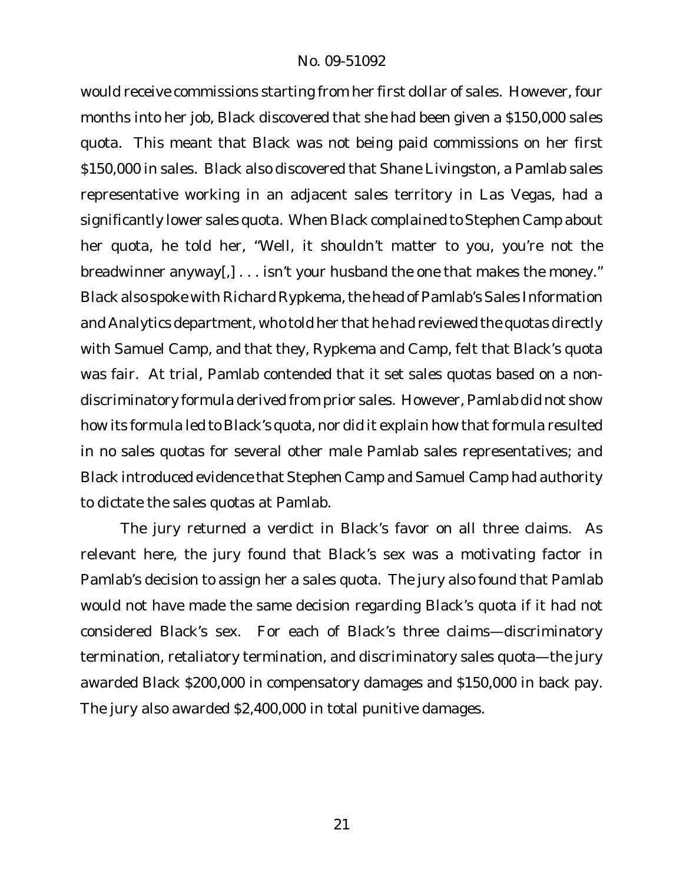would receive commissions starting from her first dollar of sales. However, four months into her job, Black discovered that she had been given a $150,000 sales quota. This meant that Black was not being paid commissions on her first $150,000 in sales. Black also discovered that Shane Livingston, a Pamlab sales representative working in an adjacent sales territory in Las Vegas, had a significantly lower sales quota. When Black complained to Stephen Camp about her quota, he told her, "Well, it shouldn't matter to you, you're not the breadwinner anyway[,] . . . isn't your husband the one that makes the money." Black also spoke with Richard Rypkema, the head of Pamlab's Sales Information and Analytics department, who told her that he had reviewed the quotas directly with Samuel Camp, and that they, Rypkema and Camp, felt that Black's quota was fair. At trial, Pamlab contended that it set sales quotas based on a non-discriminatory formula derived from prior sales. However, Pamlab did not show how its formula led to Black's quota, nor did it explain how that formula resulted in no sales quotas for several other male Pamlab sales representatives; and Black introduced evidence that Stephen Camp and Samuel Camp had authority to dictate the sales quotas at Pamlab.

The jury returned a verdict in Black's favor on all three claims. As relevant here, the jury found that Black's sex was a motivating factor in Pamlab's decision to assign her a sales quota. The jury also found that Pamlab would not have made the same decision regarding Black's quota if it had not considered Black's sex. For each of Black's three claims—discriminatory termination, retaliatory termination, and discriminatory sales quota—the jury awarded Black $200,000 in compensatory damages and $150,000 in back pay. The jury also awarded $2,400,000 in total punitive damages.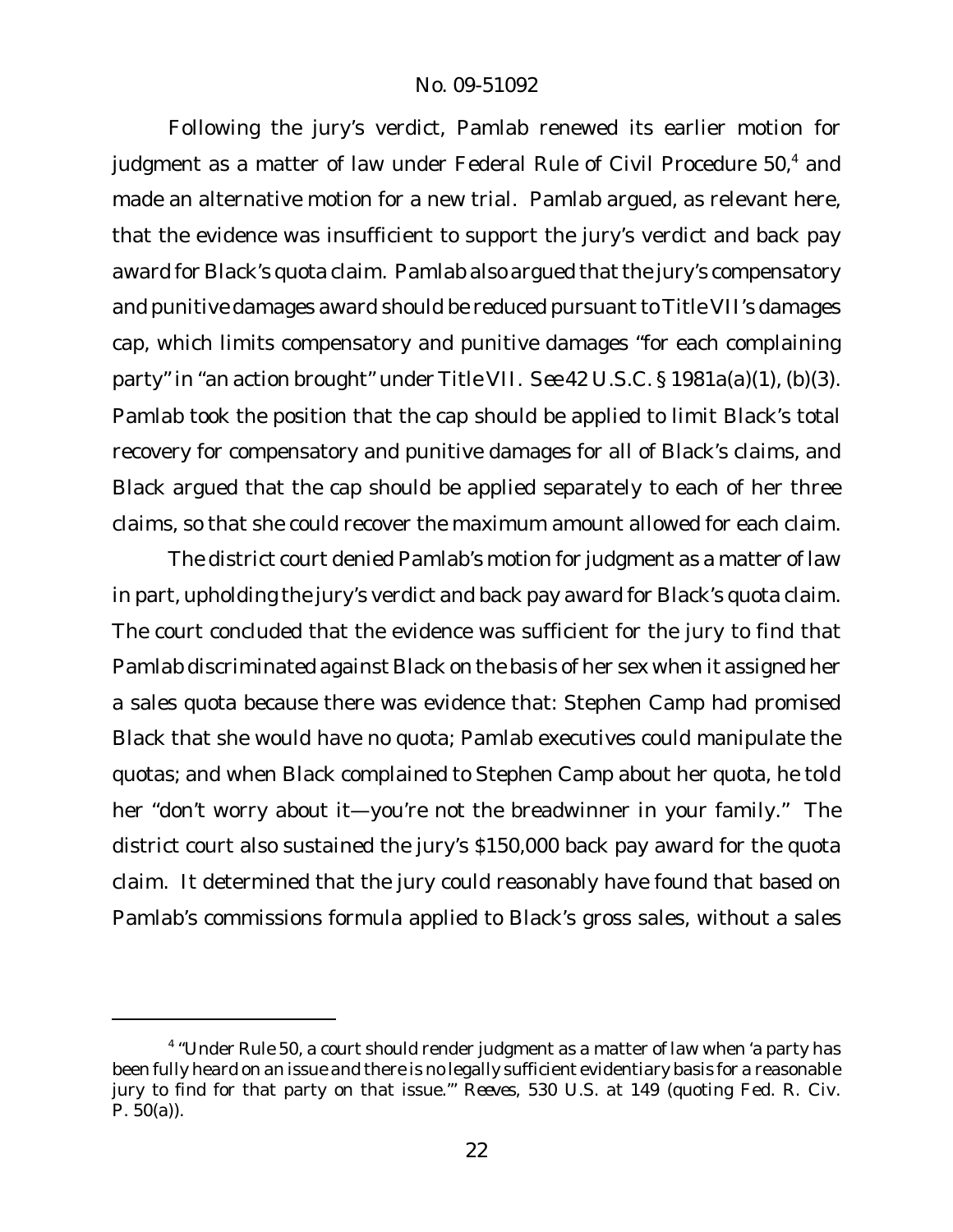Following the jury's verdict, Pamlab renewed its earlier motion for judgment as a matter of law under Federal Rule of Civil Procedure 50,[4] and made an alternative motion for a new trial. Pamlab argued, as relevant here, that the evidence was insufficient to support the jury's verdict and back pay award for Black's quota claim. Pamlab also argued that the jury's compensatory and punitive damages award should be reduced pursuant to Title VII's damages cap, which limits compensatory and punitive damages "for each complaining party" in "an action brought" under Title VII. *See* 42 U.S.C. § 1981a(a)(1), (b)(3). Pamlab took the position that the cap should be applied to limit Black's total recovery for compensatory and punitive damages for all of Black's claims, and Black argued that the cap should be applied separately to each of her three claims, so that she could recover the maximum amount allowed for each claim.

The district court denied Pamlab's motion for judgment as a matter of law in part, upholding the jury's verdict and back pay award for Black's quota claim. The court concluded that the evidence was sufficient for the jury to find that Pamlab discriminated against Black on the basis of her sex when it assigned her a sales quota because there was evidence that: Stephen Camp had promised Black that she would have no quota; Pamlab executives could manipulate the quotas; and when Black complained to Stephen Camp about her quota, he told her "don't worry about it—you're not the breadwinner in your family." The district court also sustained the jury's $150,000 back pay award for the quota claim. It determined that the jury could reasonably have found that based on Pamlab's commissions formula applied to Black's gross sales, without a sales

[4] "Under Rule 50, a court should render judgment as a matter of law when 'a party has been fully heard on an issue and there is no legally sufficient evidentiary basis for a reasonable jury to find for that party on that issue.'" *Reeves*, 530 U.S. at 149 (quoting Fed. R. Civ. P. 50(a)).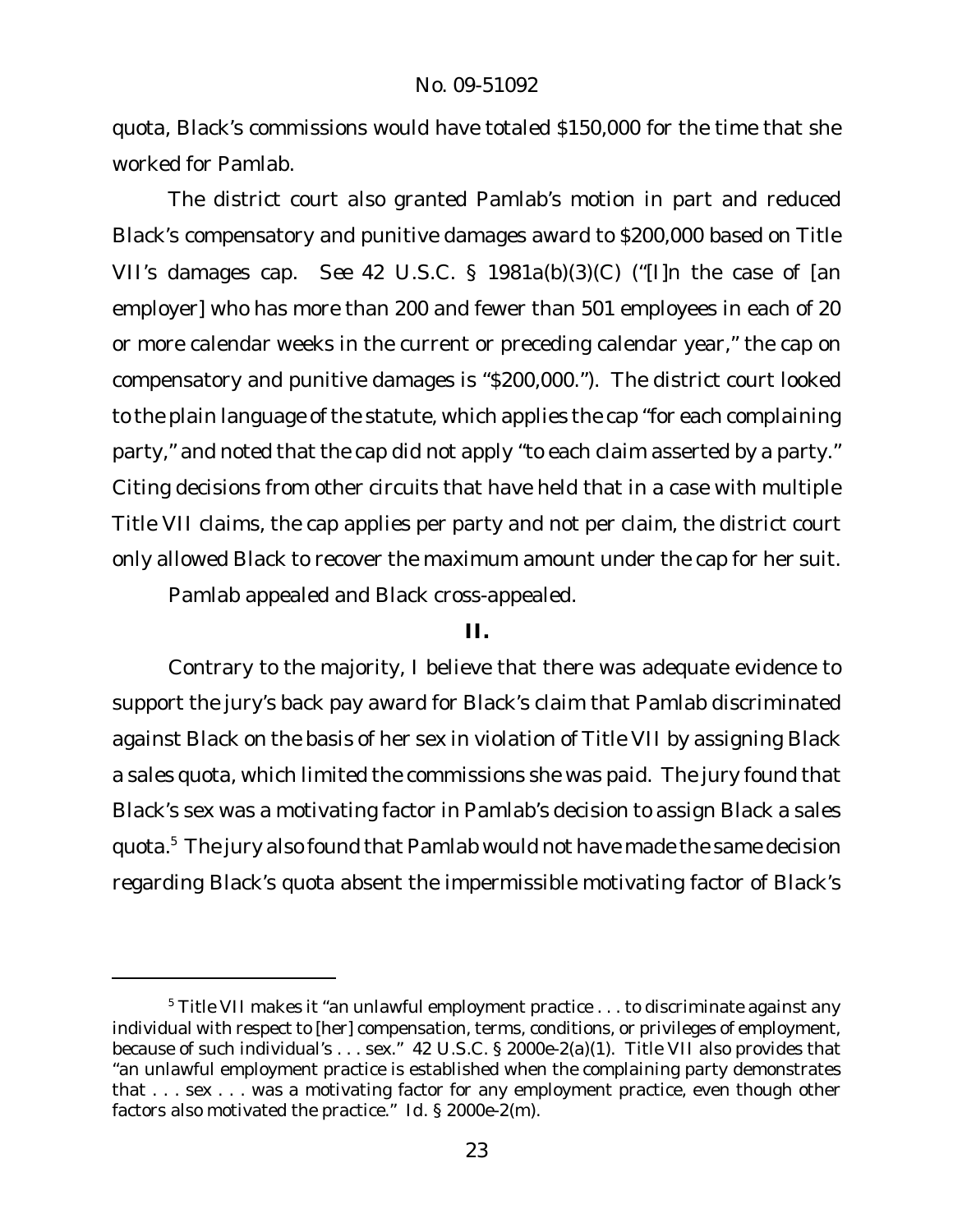quota, Black's commissions would have totaled $150,000 for the time that she worked for Pamlab.

The district court also granted Pamlab's motion in part and reduced Black's compensatory and punitive damages award to $200,000 based on Title VII's damages cap. *See* 42 U.S.C. § 1981a(b)(3)(C) ("[I]n the case of [an employer] who has more than 200 and fewer than 501 employees in each of 20 or more calendar weeks in the current or preceding calendar year," the cap on compensatory and punitive damages is "$200,000."). The district court looked to the plain language of the statute, which applies the cap "for each complaining party," and noted that the cap did not apply "to each claim asserted by a party." Citing decisions from other circuits that have held that in a case with multiple Title VII claims, the cap applies per party and not per claim, the district court only allowed Black to recover the maximum amount under the cap for her suit.

Pamlab appealed and Black cross-appealed.

## II.

Contrary to the majority, I believe that there was adequate evidence to support the jury's back pay award for Black's claim that Pamlab discriminated against Black on the basis of her sex in violation of Title VII by assigning Black a sales quota, which limited the commissions she was paid. The jury found that Black's sex was a motivating factor in Pamlab's decision to assign Black a sales quota.[5] The jury also found that Pamlab would not have made the same decision regarding Black's quota absent the impermissible motivating factor of Black's

[5] Title VII makes it "an unlawful employment practice . . . to discriminate against any individual with respect to [her] compensation, terms, conditions, or privileges of employment, because of such individual's . . . sex." 42 U.S.C. § 2000e-2(a)(1). Title VII also provides that "an unlawful employment practice is established when the complaining party demonstrates that . . . sex . . . was a motivating factor for any employment practice, even though other factors also motivated the practice." *Id.* § 2000e-2(m).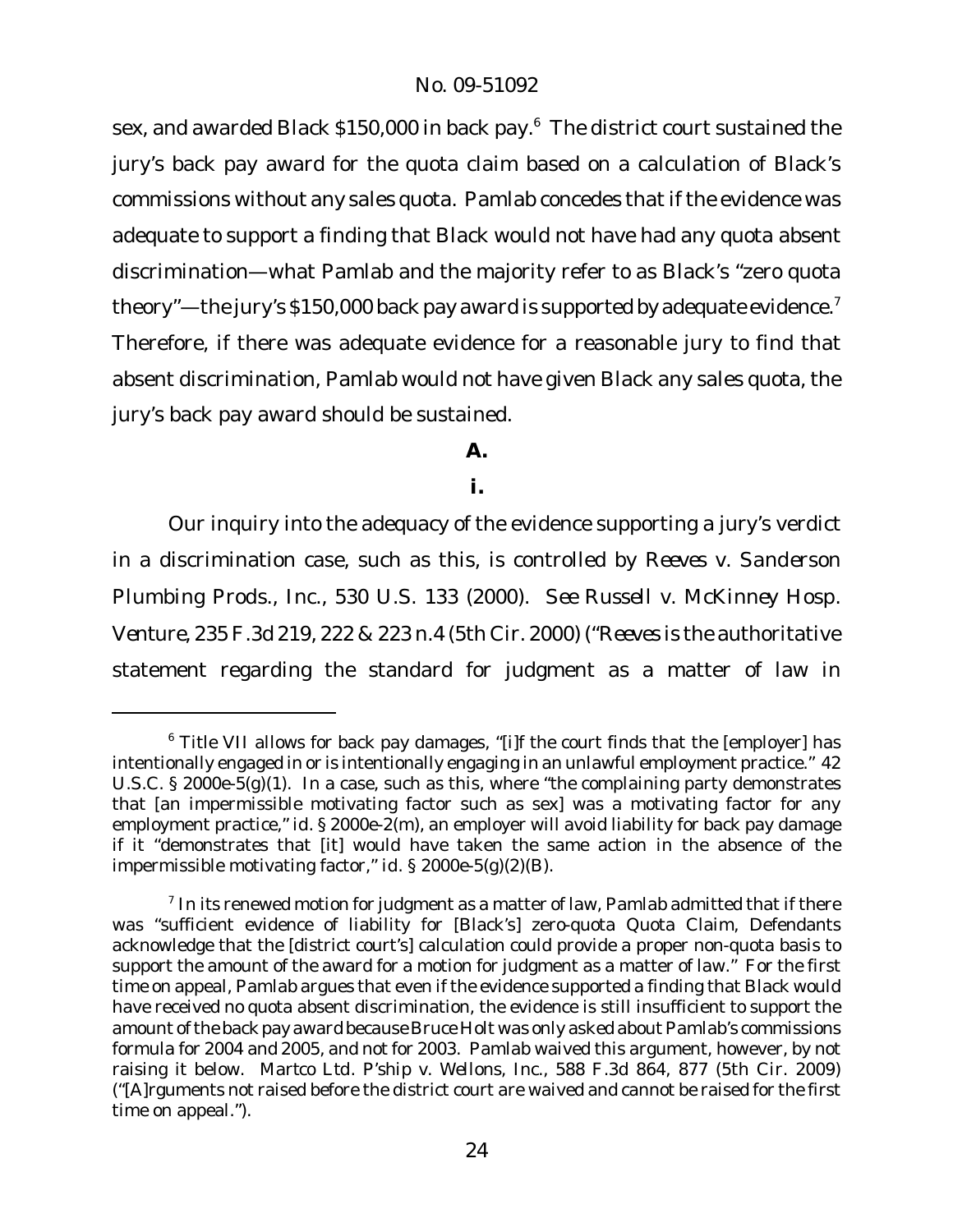sex, and awarded Black $150,000 in back pay.[6] The district court sustained the jury's back pay award for the quota claim based on a calculation of Black's commissions without any sales quota. Pamlab concedes that if the evidence was adequate to support a finding that Black would not have had any quota absent discrimination—what Pamlab and the majority refer to as Black's "zero quota theory"—the jury's $150,000 back pay award is supported by adequate evidence.[7] Therefore, if there was adequate evidence for a reasonable jury to find that absent discrimination, Pamlab would not have given Black any sales quota, the jury's back pay award should be sustained.

**A.**

**i.**

Our inquiry into the adequacy of the evidence supporting a jury's verdict in a discrimination case, such as this, is controlled by *Reeves v. Sanderson Plumbing Prods., Inc.*, 530 U.S. 133 (2000). *See Russell v. McKinney Hosp. Venture*, 235 F.3d 219, 222 & 223 n.4 (5th Cir. 2000) ("*Reeves* is the authoritative statement regarding the standard for judgment as a matter of law in

---

[6] Title VII allows for back pay damages, "[i]f the court finds that the [employer] has intentionally engaged in or is intentionally engaging in an unlawful employment practice." 42 U.S.C. § 2000e-5(g)(1). In a case, such as this, where "the complaining party demonstrates that [an impermissible motivating factor such as sex] was a motivating factor for any employment practice," *id.* § 2000e-2(m), an employer will avoid liability for back pay damage if it "demonstrates that [it] would have taken the same action in the absence of the impermissible motivating factor," *id.* § 2000e-5(g)(2)(B).

[7] In its renewed motion for judgment as a matter of law, Pamlab admitted that if there was "sufficient evidence of liability for [Black's] zero-quota Quota Claim, Defendants acknowledge that the [district court's] calculation could provide a proper non-quota basis to support the amount of the award for a motion for judgment as a matter of law." For the first time on appeal, Pamlab argues that even if the evidence supported a finding that Black would have received no quota absent discrimination, the evidence is still insufficient to support the amount of the back pay award because Bruce Holt was only asked about Pamlab's commissions formula for 2004 and 2005, and not for 2003. Pamlab waived this argument, however, by not raising it below. *Martco Ltd. P'ship v. Wellons, Inc.*, 588 F.3d 864, 877 (5th Cir. 2009) ("[A]rguments not raised before the district court are waived and cannot be raised for the first time on appeal.").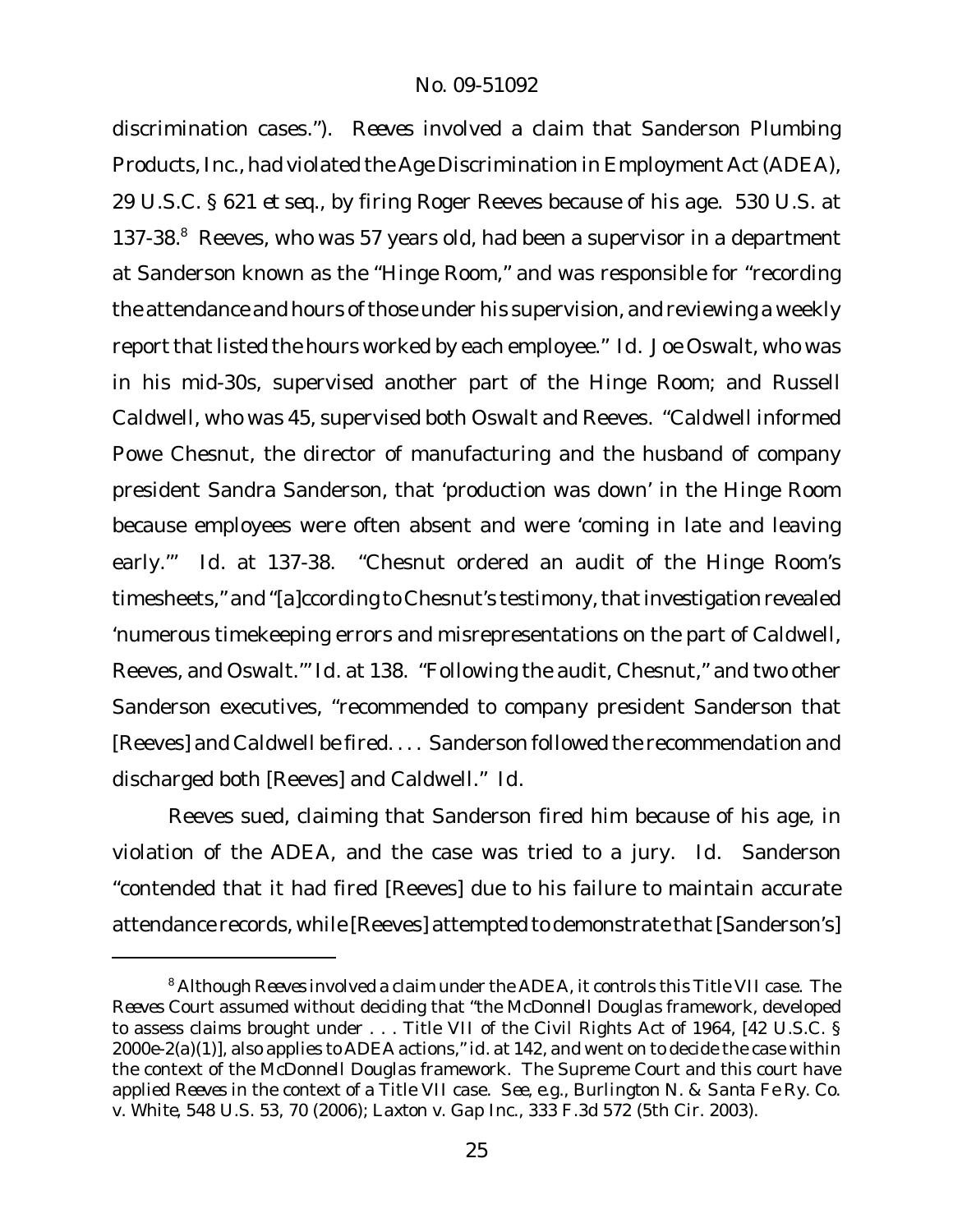discrimination cases."). *Reeves* involved a claim that Sanderson Plumbing Products, Inc., had violated the Age Discrimination in Employment Act (ADEA), 29 U.S.C. § 621 *et seq.*, by firing Roger Reeves because of his age. 530 U.S. at 137-38.[8] Reeves, who was 57 years old, had been a supervisor in a department at Sanderson known as the "Hinge Room," and was responsible for "recording the attendance and hours of those under his supervision, and reviewing a weekly report that listed the hours worked by each employee." *Id.* Joe Oswalt, who was in his mid-30s, supervised another part of the Hinge Room; and Russell Caldwell, who was 45, supervised both Oswalt and Reeves. "Caldwell informed Powe Chesnut, the director of manufacturing and the husband of company president Sandra Sanderson, that 'production was down' in the Hinge Room because employees were often absent and were 'coming in late and leaving early.'" *Id.* at 137-38. "Chesnut ordered an audit of the Hinge Room's timesheets," and "[a]ccording to Chesnut's testimony, that investigation revealed 'numerous timekeeping errors and misrepresentations on the part of Caldwell, Reeves, and Oswalt.'" *Id.* at 138. "Following the audit, Chesnut," and two other Sanderson executives, "recommended to company president Sanderson that [Reeves] and Caldwell be fired. . . . Sanderson followed the recommendation and discharged both [Reeves] and Caldwell." *Id.*

Reeves sued, claiming that Sanderson fired him because of his age, in violation of the ADEA, and the case was tried to a jury. *Id.* Sanderson "contended that it had fired [Reeves] due to his failure to maintain accurate attendance records, while [Reeves] attempted to demonstrate that [Sanderson's]

---

[8] Although *Reeves* involved a claim under the ADEA, it controls this Title VII case. The *Reeves* Court assumed without deciding that "the *McDonnell Douglas* framework, developed to assess claims brought under . . . Title VII of the Civil Rights Act of 1964, [42 U.S.C. § 2000e-2(a)(1)], also applies to ADEA actions," *id.* at 142, and went on to decide the case within the context of the *McDonnell Douglas* framework. The Supreme Court and this court have applied *Reeves* in the context of a Title VII case. *See, e.g.*, *Burlington N. & Santa Fe Ry. Co. v. White*, 548 U.S. 53, 70 (2006); *Laxton v. Gap Inc.*, 333 F.3d 572 (5th Cir. 2003).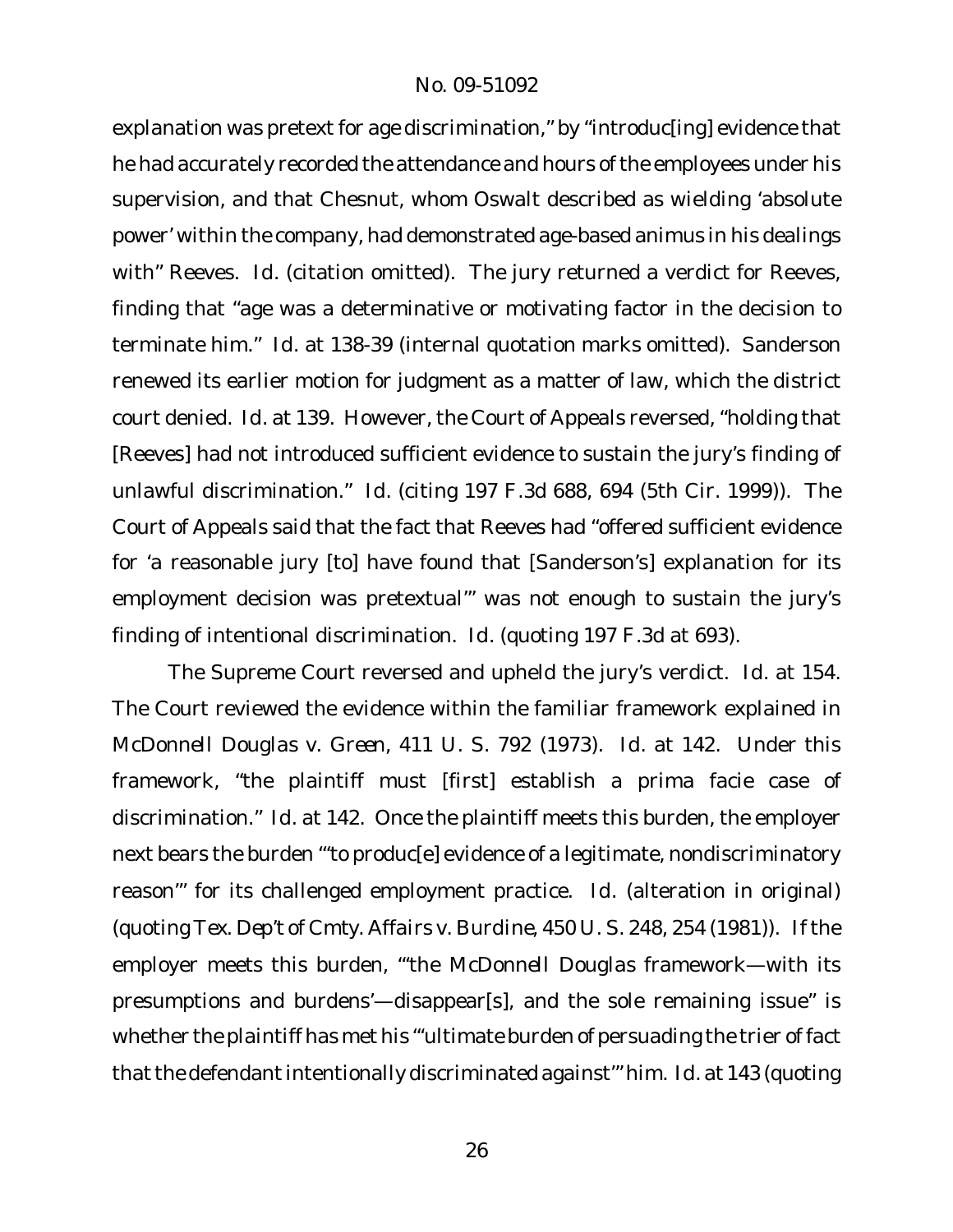explanation was pretext for age discrimination," by "introduc[ing] evidence that he had accurately recorded the attendance and hours of the employees under his supervision, and that Chesnut, whom Oswalt described as wielding 'absolute power' within the company, had demonstrated age-based animus in his dealings with" Reeves. *Id.* (citation omitted). The jury returned a verdict for Reeves, finding that "age was a determinative or motivating factor in the decision to terminate him." *Id.* at 138-39 (internal quotation marks omitted). Sanderson renewed its earlier motion for judgment as a matter of law, which the district court denied. *Id.* at 139. However, the Court of Appeals reversed, "holding that [Reeves] had not introduced sufficient evidence to sustain the jury's finding of unlawful discrimination." *Id.* (citing 197 F.3d 688, 694 (5th Cir. 1999)). The Court of Appeals said that the fact that Reeves had "offered sufficient evidence for 'a reasonable jury [to] have found that [Sanderson's] explanation for its employment decision was pretextual'" was not enough to sustain the jury's finding of intentional discrimination. *Id.* (quoting 197 F.3d at 693).

The Supreme Court reversed and upheld the jury's verdict. *Id.* at 154. The Court reviewed the evidence within the familiar framework explained in *McDonnell Douglas v. Green*, 411 U. S. 792 (1973). *Id.* at 142. Under this framework, "the plaintiff must [first] establish a prima facie case of discrimination." *Id.* at 142. Once the plaintiff meets this burden, the employer next bears the burden "'to produc[e] evidence of a legitimate, nondiscriminatory reason'" for its challenged employment practice. *Id.* (alteration in original) (quoting *Tex. Dep't of Cmty. Affairs v. Burdine*, 450 U. S. 248, 254 (1981)). If the employer meets this burden, "'the *McDonnell Douglas* framework—with its presumptions and burdens'—disappear[s], and the sole remaining issue" is whether the plaintiff has met his "'ultimate burden of persuading the trier of fact that the defendant intentionally discriminated against'" him. *Id.* at 143 (quoting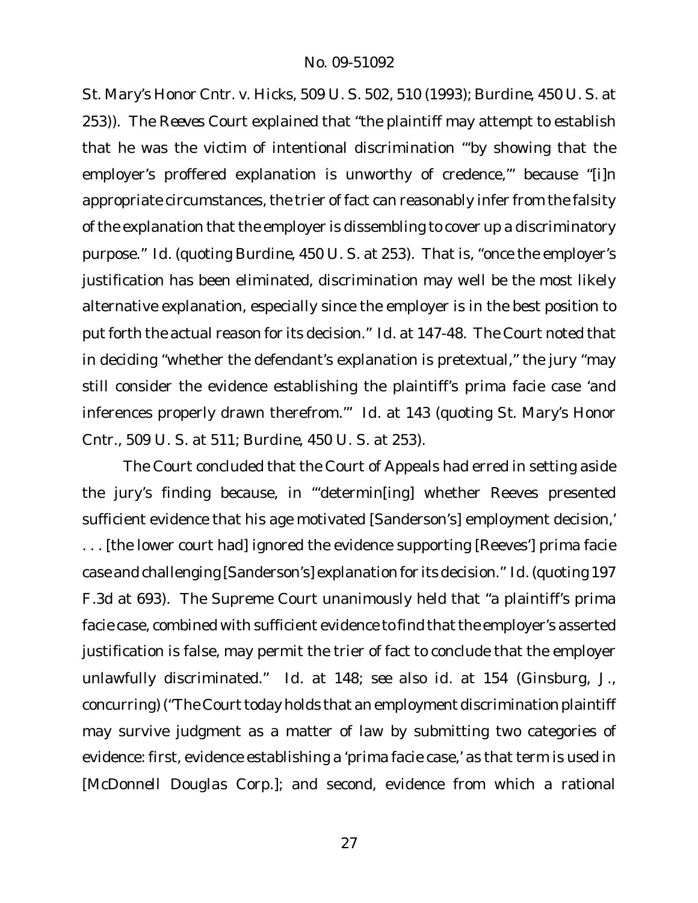*St. Mary's Honor Cntr. v. Hicks*, 509 U. S. 502, 510 (1993); *Burdine*, 450 U. S. at 253)). The *Reeves* Court explained that "the plaintiff may attempt to establish that he was the victim of intentional discrimination '"by showing that the employer's proffered explanation is unworthy of credence,"' because "[i]n appropriate circumstances, the trier of fact can reasonably infer from the falsity of the explanation that the employer is dissembling to cover up a discriminatory purpose." *Id.* (quoting *Burdine*, 450 U. S. at 253). That is, "once the employer's justification has been eliminated, discrimination may well be the most likely alternative explanation, especially since the employer is in the best position to put forth the actual reason for its decision." *Id.* at 147-48. The Court noted that in deciding "whether the defendant's explanation is pretextual," the jury "may still consider the evidence establishing the plaintiff's prima facie case 'and inferences properly drawn therefrom.'" *Id.* at 143 (quoting *St. Mary's Honor Cntr.*, 509 U. S. at 511; *Burdine*, 450 U. S. at 253).

The Court concluded that the Court of Appeals had erred in setting aside the jury's finding because, in "'determin[ing] whether Reeves presented sufficient evidence that his age motivated [Sanderson's] employment decision,' . . . [the lower court had] ignored the evidence supporting [Reeves'] prima facie case and challenging [Sanderson's] explanation for its decision." *Id.* (quoting 197 F.3d at 693). The Supreme Court unanimously held that "a plaintiff's prima facie case, combined with sufficient evidence to find that the employer's asserted justification is false, may permit the trier of fact to conclude that the employer unlawfully discriminated." *Id.* at 148; *see also id.* at 154 (Ginsburg, J., concurring) ("The Court today holds that an employment discrimination plaintiff may survive judgment as a matter of law by submitting two categories of evidence: first, evidence establishing a 'prima facie case,' as that term is used in [*McDonnell Douglas Corp.*]; and second, evidence from which a rational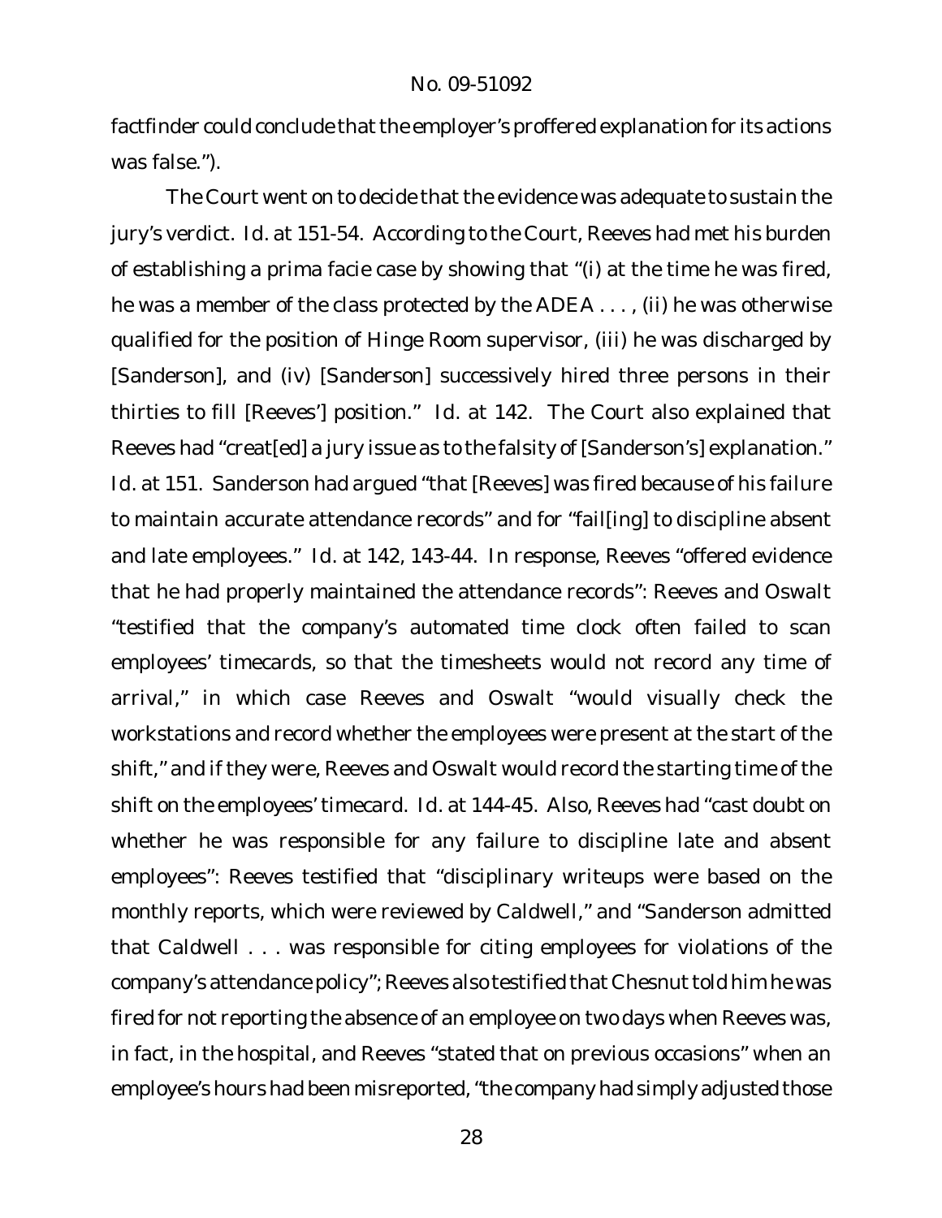factfinder could conclude that the employer's proffered explanation for its actions was false.").

The Court went on to decide that the evidence was adequate to sustain the jury's verdict. *Id.* at 151-54. According to the Court, Reeves had met his burden of establishing a prima facie case by showing that "(i) at the time he was fired, he was a member of the class protected by the ADEA . . . , (ii) he was otherwise qualified for the position of Hinge Room supervisor, (iii) he was discharged by [Sanderson], and (iv) [Sanderson] successively hired three persons in their thirties to fill [Reeves'] position." *Id.* at 142. The Court also explained that Reeves had "creat[ed] a jury issue as to the falsity of [Sanderson's] explanation." *Id.* at 151. Sanderson had argued "that [Reeves] was fired because of his failure to maintain accurate attendance records" and for "fail[ing] to discipline absent and late employees." *Id.* at 142, 143-44. In response, Reeves "offered evidence that he had properly maintained the attendance records": Reeves and Oswalt "testified that the company's automated time clock often failed to scan employees' timecards, so that the timesheets would not record any time of arrival," in which case Reeves and Oswalt "would visually check the workstations and record whether the employees were present at the start of the shift," and if they were, Reeves and Oswalt would record the starting time of the shift on the employees' timecard. *Id.* at 144-45. Also, Reeves had "cast doubt on whether he was responsible for any failure to discipline late and absent employees": Reeves testified that "disciplinary writeups were based on the monthly reports, which were reviewed by Caldwell," and "Sanderson admitted that Caldwell . . . was responsible for citing employees for violations of the company's attendance policy"; Reeves also testified that Chesnut told him he was fired for not reporting the absence of an employee on two days when Reeves was, in fact, in the hospital, and Reeves "stated that on previous occasions" when an employee's hours had been misreported, "the company had simply adjusted those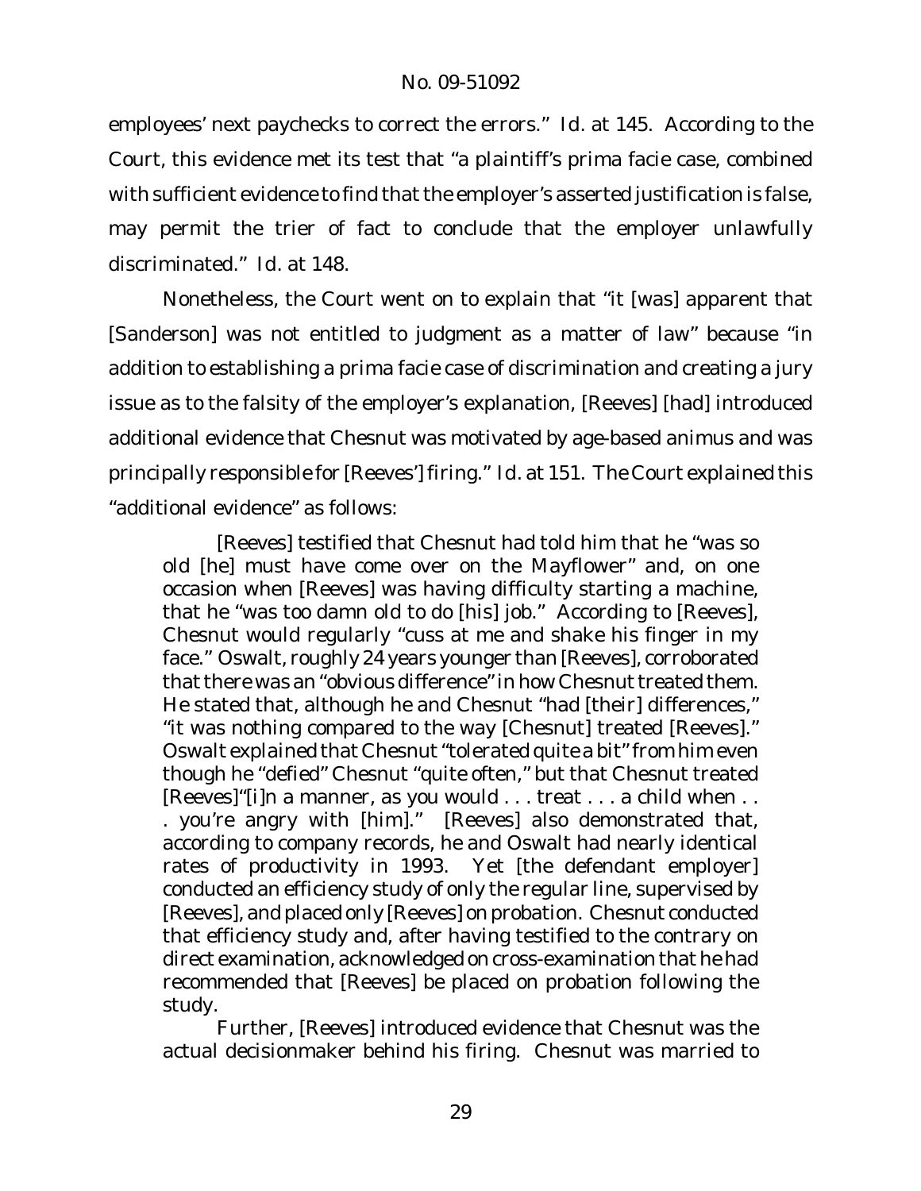employees' next paychecks to correct the errors." *Id.* at 145. According to the Court, this evidence met its test that "a plaintiff's prima facie case, combined with sufficient evidence to find that the employer's asserted justification is false, may permit the trier of fact to conclude that the employer unlawfully discriminated." *Id.* at 148.

Nonetheless, the Court went on to explain that "it [was] apparent that [Sanderson] was not entitled to judgment as a matter of law" because "in addition to establishing a prima facie case of discrimination and creating a jury issue as to the falsity of the employer's explanation, [Reeves] [had] introduced additional evidence that Chesnut was motivated by age-based animus and was principally responsible for [Reeves'] firing." *Id.* at 151. The Court explained this "additional evidence" as follows:

> [Reeves] testified that Chesnut had told him that he "was so old [he] must have come over on the Mayflower" and, on one occasion when [Reeves] was having difficulty starting a machine, that he "was too damn old to do [his] job." According to [Reeves], Chesnut would regularly "cuss at me and shake his finger in my face." Oswalt, roughly 24 years younger than [Reeves], corroborated that there was an "obvious difference" in how Chesnut treated them. He stated that, although he and Chesnut "had [their] differences," "it was nothing compared to the way [Chesnut] treated [Reeves]." Oswalt explained that Chesnut "tolerated quite a bit" from him even though he "defied" Chesnut "quite often," but that Chesnut treated [Reeves]"[i]n a manner, as you would . . . treat . . . a child when . . . you're angry with [him]." [Reeves] also demonstrated that, according to company records, he and Oswalt had nearly identical rates of productivity in 1993. Yet [the defendant employer] conducted an efficiency study of only the regular line, supervised by [Reeves], and placed only [Reeves] on probation. Chesnut conducted that efficiency study and, after having testified to the contrary on direct examination, acknowledged on cross-examination that he had recommended that [Reeves] be placed on probation following the study.
>
> Further, [Reeves] introduced evidence that Chesnut was the actual decisionmaker behind his firing. Chesnut was married to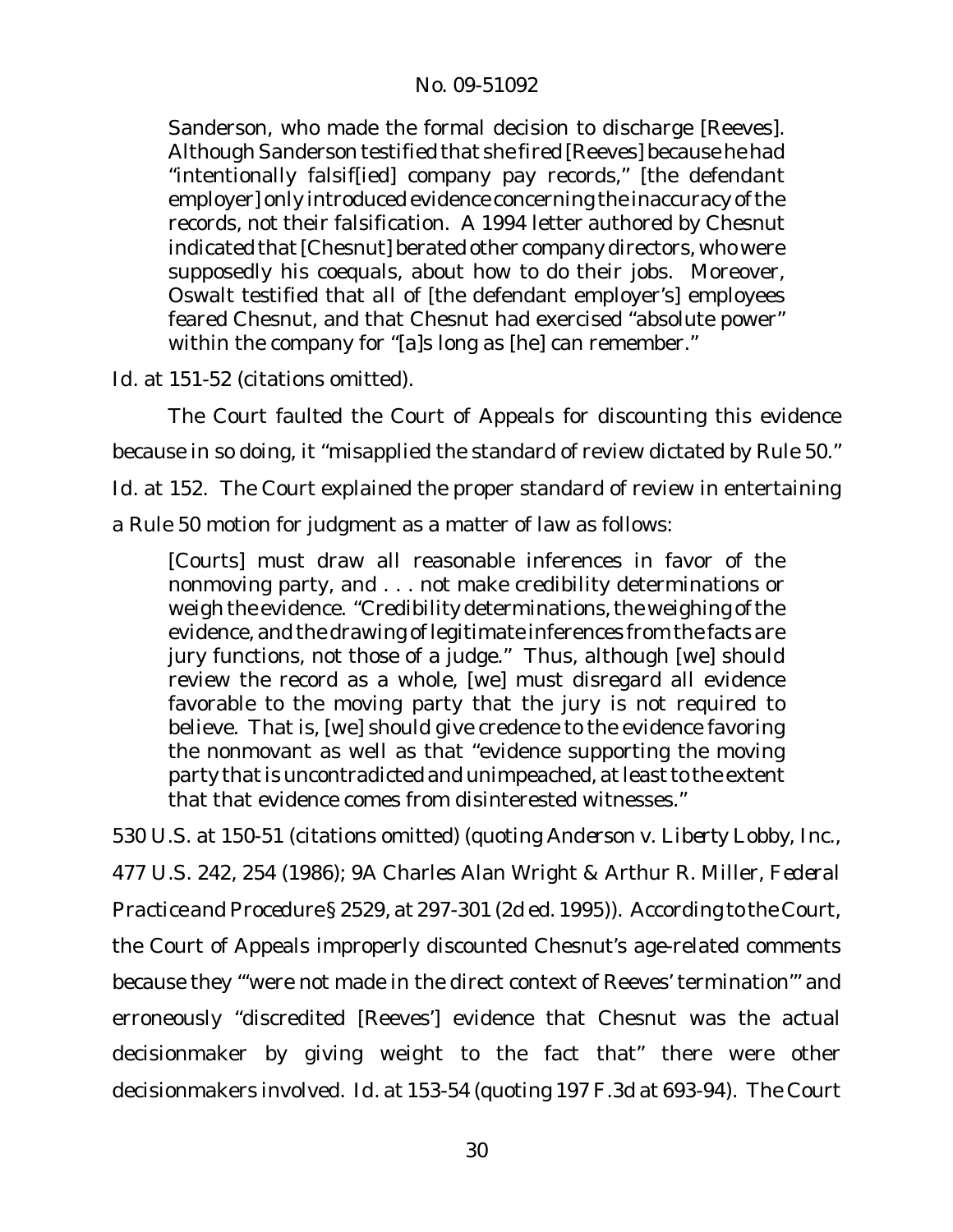Sanderson, who made the formal decision to discharge [Reeves]. Although Sanderson testified that she fired [Reeves] because he had "intentionally falsif[ied] company pay records," [the defendant employer] only introduced evidence concerning the inaccuracy of the records, not their falsification. A 1994 letter authored by Chesnut indicated that [Chesnut] berated other company directors, who were supposedly his coequals, about how to do their jobs. Moreover, Oswalt testified that all of [the defendant employer's] employees feared Chesnut, and that Chesnut had exercised "absolute power" within the company for "[a]s long as [he] can remember."

*Id.* at 151-52 (citations omitted).

The Court faulted the Court of Appeals for discounting this evidence because in so doing, it "misapplied the standard of review dictated by Rule 50." *Id.* at 152. The Court explained the proper standard of review in entertaining a Rule 50 motion for judgment as a matter of law as follows:

> [Courts] must draw all reasonable inferences in favor of the nonmoving party, and . . . not make credibility determinations or weigh the evidence. "Credibility determinations, the weighing of the evidence, and the drawing of legitimate inferences from the facts are jury functions, not those of a judge." Thus, although [we] should review the record as a whole, [we] must disregard all evidence favorable to the moving party that the jury is not required to believe. That is, [we] should give credence to the evidence favoring the nonmovant as well as that "evidence supporting the moving party that is uncontradicted and unimpeached, at least to the extent that that evidence comes from disinterested witnesses."

530 U.S. at 150-51 (citations omitted) (quoting *Anderson v. Liberty Lobby, Inc.*, 477 U.S. 242, 254 (1986); 9A Charles Alan Wright & Arthur R. Miller, *Federal Practice and Procedure* § 2529, at 297-301 (2d ed. 1995)). According to the Court, the Court of Appeals improperly discounted Chesnut's age-related comments because they "'were not made in the direct context of Reeves' termination'" and erroneously "discredited [Reeves'] evidence that Chesnut was the actual decisionmaker by giving weight to the fact that" there were other decisionmakers involved. *Id.* at 153-54 (quoting 197 F.3d at 693-94). The Court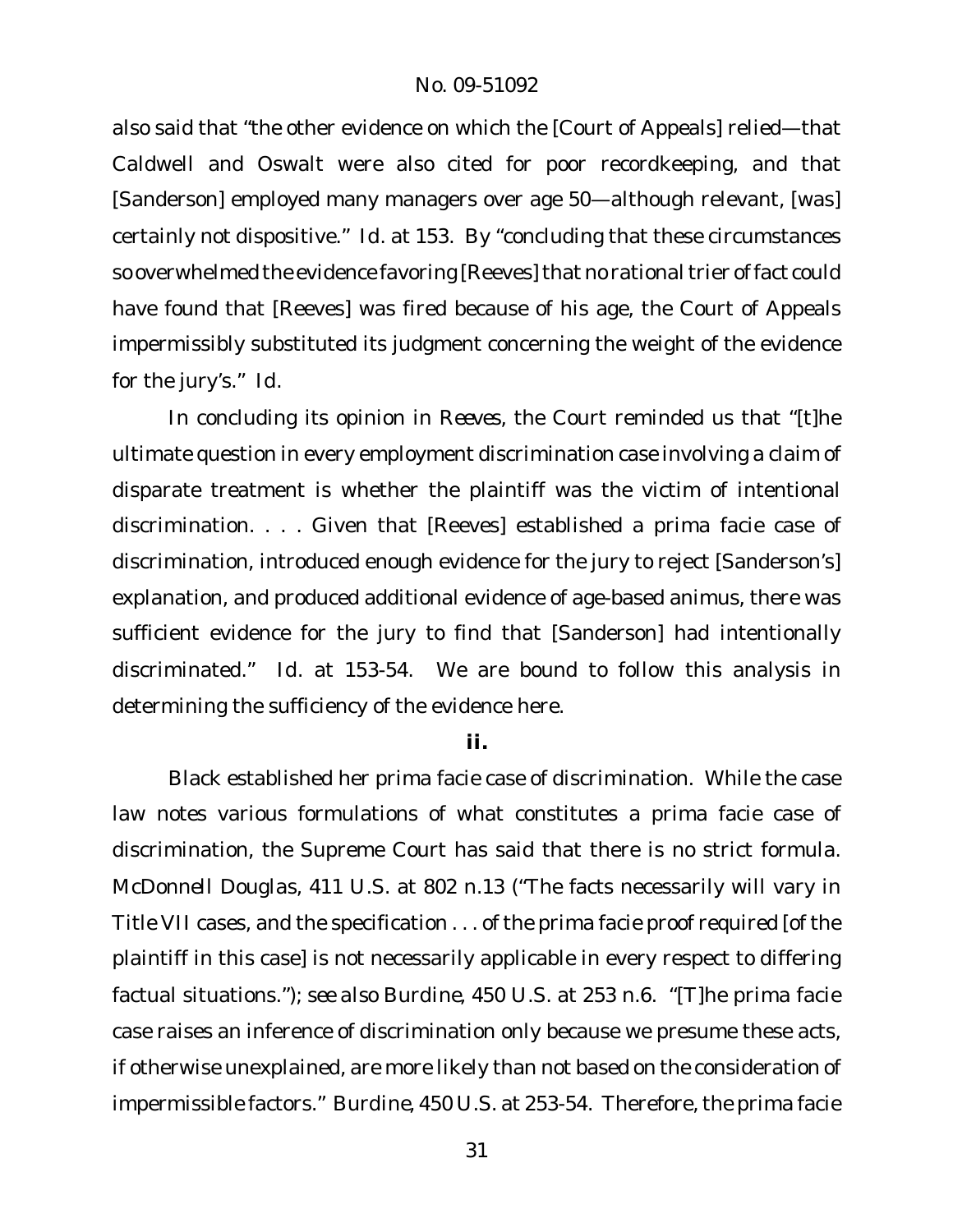also said that "the other evidence on which the [Court of Appeals] relied—that Caldwell and Oswalt were also cited for poor recordkeeping, and that [Sanderson] employed many managers over age 50—although relevant, [was] certainly not dispositive." *Id.* at 153. By "concluding that these circumstances so overwhelmed the evidence favoring [Reeves] that no rational trier of fact could have found that [Reeves] was fired because of his age, the Court of Appeals impermissibly substituted its judgment concerning the weight of the evidence for the jury's." *Id.*

In concluding its opinion in *Reeves*, the Court reminded us that "[t]he ultimate question in every employment discrimination case involving a claim of disparate treatment is whether the plaintiff was the victim of intentional discrimination. . . . Given that [Reeves] established a prima facie case of discrimination, introduced enough evidence for the jury to reject [Sanderson's] explanation, and produced additional evidence of age-based animus, there was sufficient evidence for the jury to find that [Sanderson] had intentionally discriminated." *Id.* at 153-54. We are bound to follow this analysis in determining the sufficiency of the evidence here.

### ii.

Black established her prima facie case of discrimination. While the case law notes various formulations of what constitutes a prima facie case of discrimination, the Supreme Court has said that there is no strict formula. *McDonnell Douglas*, 411 U.S. at 802 n.13 ("The facts necessarily will vary in Title VII cases, and the specification . . . of the prima facie proof required [of the plaintiff in this case] is not necessarily applicable in every respect to differing factual situations."); *see also Burdine*, 450 U.S. at 253 n.6. "[T]he prima facie case raises an inference of discrimination only because we presume these acts, if otherwise unexplained, are more likely than not based on the consideration of impermissible factors." *Burdine*, 450 U.S. at 253-54. Therefore, the prima facie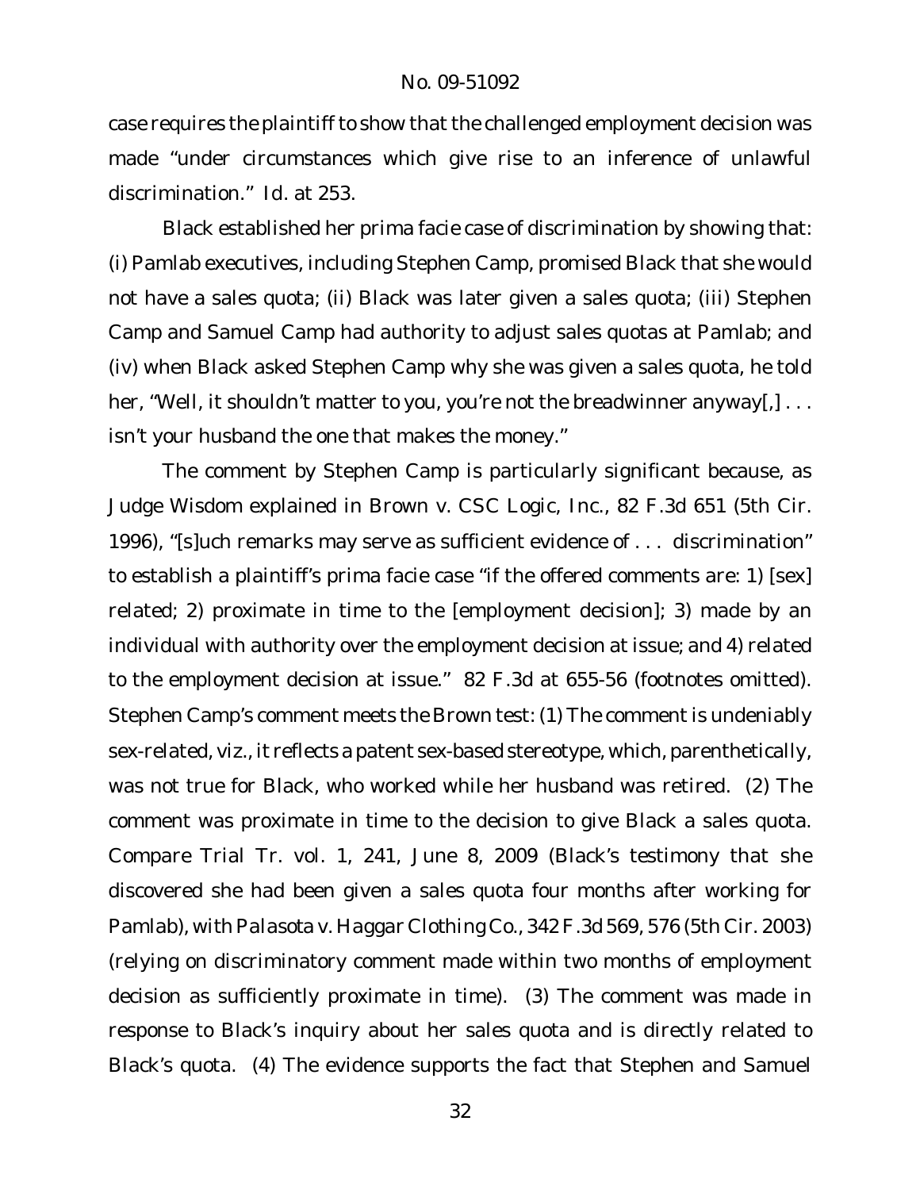case requires the plaintiff to show that the challenged employment decision was made "under circumstances which give rise to an inference of unlawful discrimination." *Id.* at 253.

Black established her prima facie case of discrimination by showing that: (i) Pamlab executives, including Stephen Camp, promised Black that she would not have a sales quota; (ii) Black was later given a sales quota; (iii) Stephen Camp and Samuel Camp had authority to adjust sales quotas at Pamlab; and (iv) when Black asked Stephen Camp why she was given a sales quota, he told her, "Well, it shouldn't matter to you, you're not the breadwinner anyway[,] . . . isn't your husband the one that makes the money."

The comment by Stephen Camp is particularly significant because, as Judge Wisdom explained in *Brown v. CSC Logic, Inc.*, 82 F.3d 651 (5th Cir. 1996), "[s]uch remarks may serve as sufficient evidence of . . . discrimination" to establish a plaintiff's prima facie case "if the offered comments are: 1) [sex] related; 2) proximate in time to the [employment decision]; 3) made by an individual with authority over the employment decision at issue; and 4) related to the employment decision at issue." 82 F.3d at 655-56 (footnotes omitted). Stephen Camp's comment meets the *Brown* test: (1) The comment is undeniably sex-related, *viz.*, it reflects a patent sex-based stereotype, which, parenthetically, was not true for Black, who worked while her husband was retired. (2) The comment was proximate in time to the decision to give Black a sales quota. *Compare* Trial Tr. vol. 1, 241, June 8, 2009 (Black's testimony that she discovered she had been given a sales quota four months after working for Pamlab), *with* *Palasota v. Haggar Clothing Co.*, 342 F.3d 569, 576 (5th Cir. 2003) (relying on discriminatory comment made within two months of employment decision as sufficiently proximate in time). (3) The comment was made in response to Black's inquiry about her sales quota and is directly related to Black's quota. (4) The evidence supports the fact that Stephen and Samuel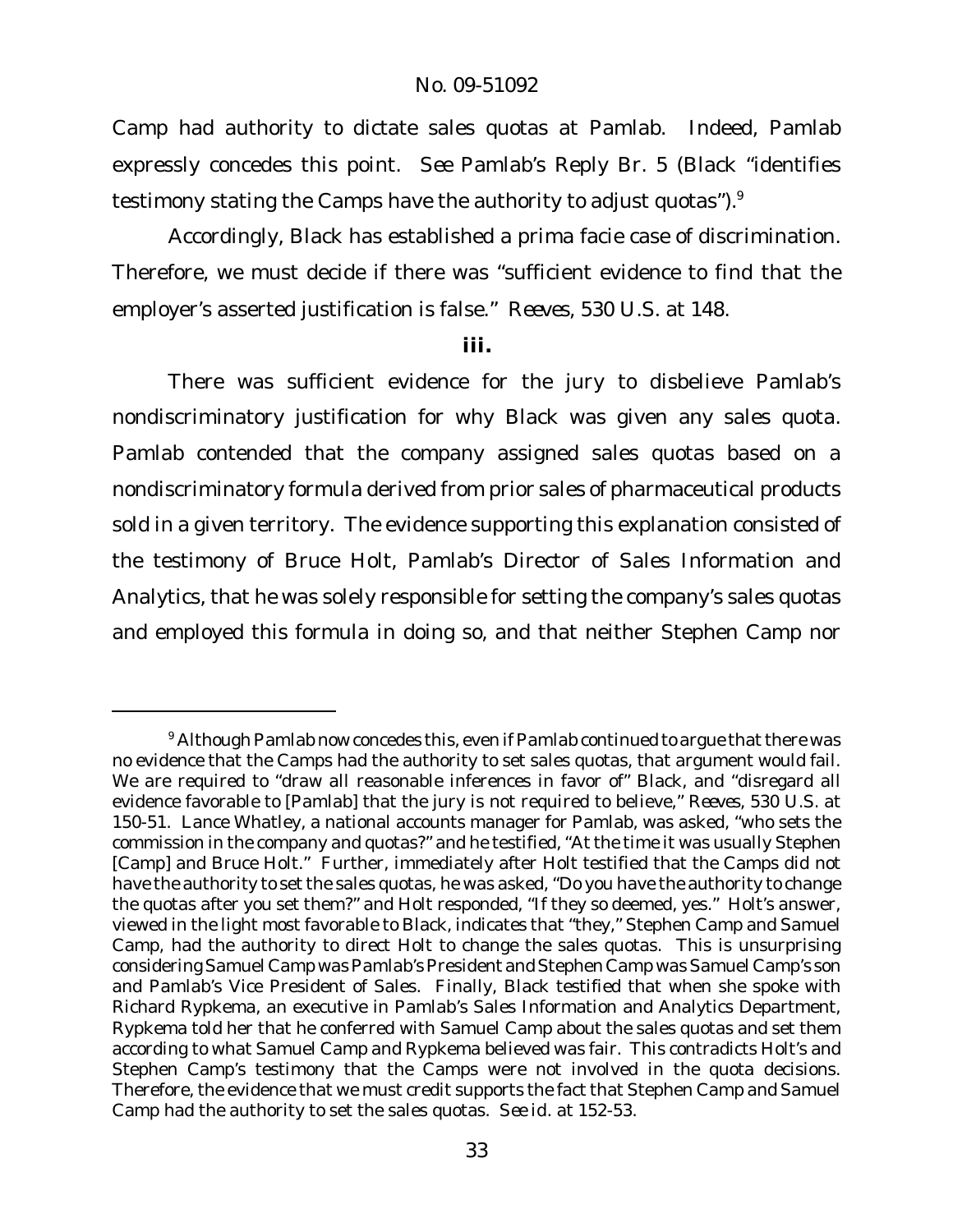Camp had authority to dictate sales quotas at Pamlab. Indeed, Pamlab expressly concedes this point. *See* Pamlab's Reply Br. 5 (Black "identifies testimony stating the Camps have the authority to adjust quotas").[9]

Accordingly, Black has established a prima facie case of discrimination. Therefore, we must decide if there was "sufficient evidence to find that the employer's asserted justification is false." *Reeves*, 530 U.S. at 148.

### iii.

There was sufficient evidence for the jury to disbelieve Pamlab's nondiscriminatory justification for why Black was given any sales quota. Pamlab contended that the company assigned sales quotas based on a nondiscriminatory formula derived from prior sales of pharmaceutical products sold in a given territory. The evidence supporting this explanation consisted of the testimony of Bruce Holt, Pamlab's Director of Sales Information and Analytics, that he was solely responsible for setting the company's sales quotas and employed this formula in doing so, and that neither Stephen Camp nor

---

[9] Although Pamlab now concedes this, even if Pamlab continued to argue that there was no evidence that the Camps had the authority to set sales quotas, that argument would fail. We are required to "draw all reasonable inferences in favor of" Black, and "disregard all evidence favorable to [Pamlab] that the jury is not required to believe," *Reeves*, 530 U.S. at 150-51. Lance Whatley, a national accounts manager for Pamlab, was asked, "who sets the commission in the company and quotas?" and he testified, "At the time it was usually Stephen [Camp] and Bruce Holt." Further, immediately after Holt testified that the Camps did not have the authority to set the sales quotas, he was asked, "Do you have the authority to change the quotas after you set them?" and Holt responded, "If they so deemed, yes." Holt's answer, viewed in the light most favorable to Black, indicates that "they," Stephen Camp and Samuel Camp, had the authority to direct Holt to change the sales quotas. This is unsurprising considering Samuel Camp was Pamlab's President and Stephen Camp was Samuel Camp's son and Pamlab's Vice President of Sales. Finally, Black testified that when she spoke with Richard Rypkema, an executive in Pamlab's Sales Information and Analytics Department, Rypkema told her that he conferred with Samuel Camp about the sales quotas and set them according to what Samuel Camp and Rypkema believed was fair. This contradicts Holt's and Stephen Camp's testimony that the Camps were not involved in the quota decisions. Therefore, the evidence that we must credit supports the fact that Stephen Camp and Samuel Camp had the authority to set the sales quotas. *See id.* at 152-53.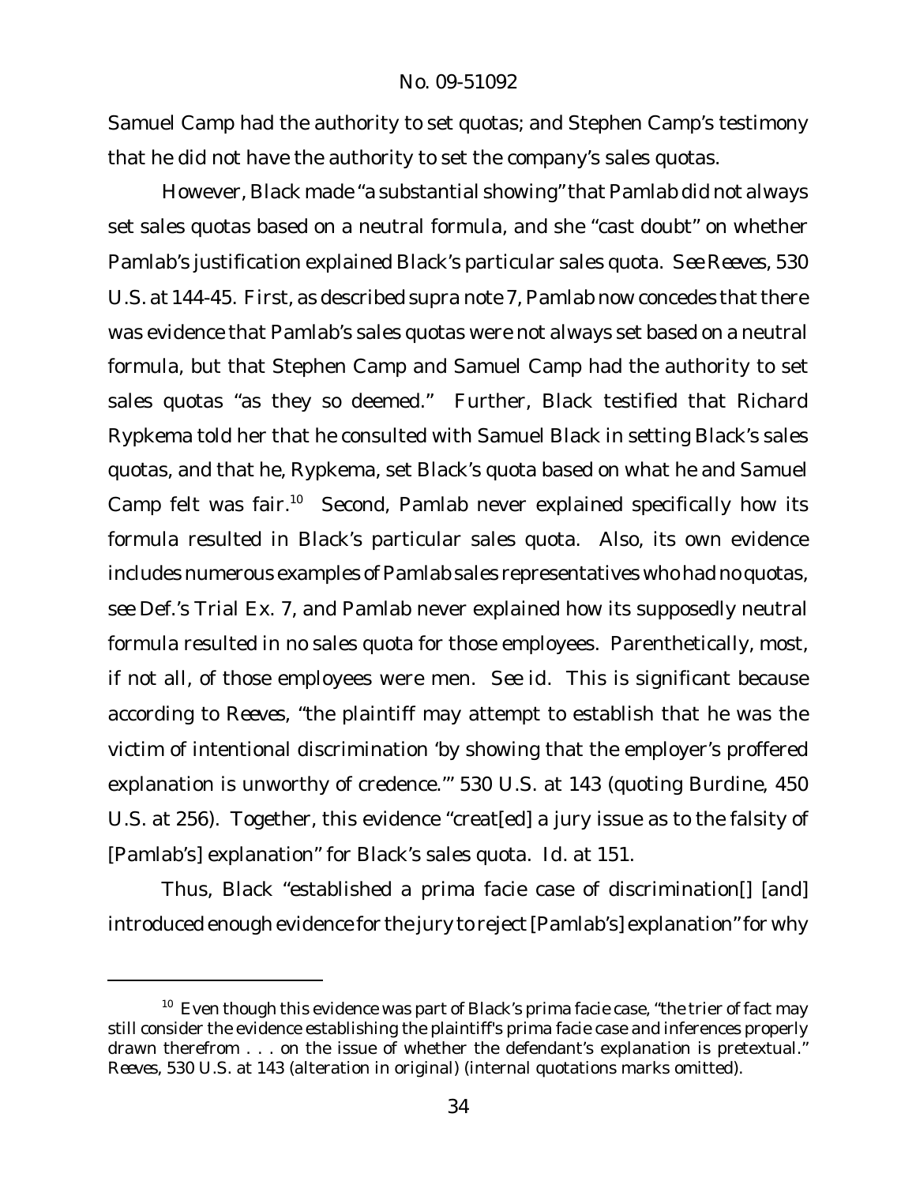Samuel Camp had the authority to set quotas; and Stephen Camp's testimony that he did not have the authority to set the company's sales quotas.

However, Black made "a substantial showing" that Pamlab did not always set sales quotas based on a neutral formula, and she "cast doubt" on whether Pamlab's justification explained Black's particular sales quota. *See Reeves*, 530 U.S. at 144-45. First, as described supra note 7, Pamlab now concedes that there was evidence that Pamlab's sales quotas were not always set based on a neutral formula, but that Stephen Camp and Samuel Camp had the authority to set sales quotas "as they so deemed." Further, Black testified that Richard Rypkema told her that he consulted with Samuel Black in setting Black's sales quotas, and that he, Rypkema, set Black's quota based on what he and Samuel Camp felt was fair.[10] Second, Pamlab never explained specifically how its formula resulted in Black's particular sales quota. Also, its own evidence includes numerous examples of Pamlab sales representatives who had no quotas, *see* Def.'s Trial Ex. 7, and Pamlab never explained how its supposedly neutral formula resulted in no sales quota for those employees. Parenthetically, most, if not all, of those employees were men. *See id.* This is significant because according to *Reeves*, "the plaintiff may attempt to establish that he was the victim of intentional discrimination 'by showing that the employer's proffered explanation is unworthy of credence.'" 530 U.S. at 143 (quoting *Burdine*, 450 U.S. at 256). Together, this evidence "creat[ed] a jury issue as to the falsity of [Pamlab's] explanation" for Black's sales quota. *Id.* at 151.

Thus, Black "established a prima facie case of discrimination[] [and] introduced enough evidence for the jury to reject [Pamlab's] explanation" for why

---

[10] Even though this evidence was part of Black's prima facie case, "the trier of fact may still consider the evidence establishing the plaintiff's prima facie case and inferences properly drawn therefrom . . . on the issue of whether the defendant's explanation is pretextual." *Reeves*, 530 U.S. at 143 (alteration in original) (internal quotations marks omitted).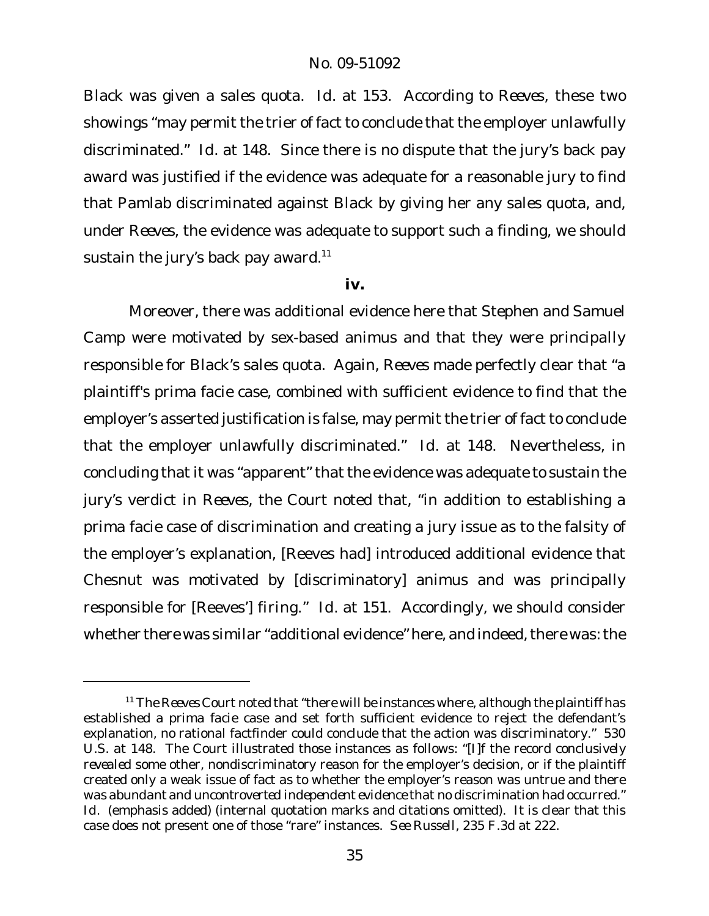Black was given a sales quota. *Id.* at 153. According to *Reeves*, these two showings "may permit the trier of fact to conclude that the employer unlawfully discriminated." *Id.* at 148. Since there is no dispute that the jury's back pay award was justified if the evidence was adequate for a reasonable jury to find that Pamlab discriminated against Black by giving her any sales quota, and, under *Reeves*, the evidence was adequate to support such a finding, we should sustain the jury's back pay award.[11]

**iv.**

Moreover, there was additional evidence here that Stephen and Samuel Camp were motivated by sex-based animus and that they were principally responsible for Black's sales quota. Again, *Reeves* made perfectly clear that "a plaintiff's prima facie case, combined with sufficient evidence to find that the employer's asserted justification is false, may permit the trier of fact to conclude that the employer unlawfully discriminated." *Id.* at 148. Nevertheless, in concluding that it was "apparent" that the evidence was adequate to sustain the jury's verdict in *Reeves*, the Court noted that, "in addition to establishing a prima facie case of discrimination and creating a jury issue as to the falsity of the employer's explanation, [Reeves had] introduced additional evidence that Chesnut was motivated by [discriminatory] animus and was principally responsible for [Reeves'] firing." *Id.* at 151. Accordingly, we should consider whether there was similar "additional evidence" here, and indeed, there was: the

[11] The *Reeves* Court noted that "there will be instances where, although the plaintiff has established a prima facie case and set forth sufficient evidence to reject the defendant's explanation, no rational factfinder could conclude that the action was discriminatory." 530 U.S. at 148. The Court illustrated those instances as follows: "[I]f the record *conclusively revealed* some other, nondiscriminatory reason for the employer's decision, or if the plaintiff created only a weak issue of fact as to whether the employer's reason was untrue and there was *abundant and uncontroverted independent evidence* that no discrimination had occurred." *Id.* (emphasis added) (internal quotation marks and citations omitted). It is clear that this case does not present one of those "rare" instances. *See Russell*, 235 F.3d at 222.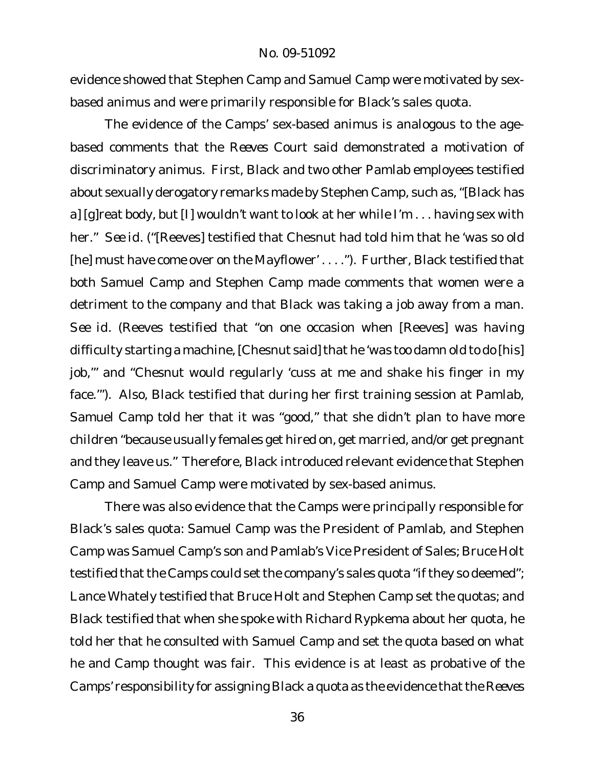evidence showed that Stephen Camp and Samuel Camp were motivated by sex-based animus and were primarily responsible for Black's sales quota.

The evidence of the Camps' sex-based animus is analogous to the age-based comments that the *Reeves* Court said demonstrated a motivation of discriminatory animus. First, Black and two other Pamlab employees testified about sexually derogatory remarks made by Stephen Camp, such as, "[Black has a] [g]reat body, but [I] wouldn't want to look at her while I'm . . . having sex with her." *See id.* ("[Reeves] testified that Chesnut had told him that he 'was so old [he] must have come over on the Mayflower' . . . ."). Further, Black testified that both Samuel Camp and Stephen Camp made comments that women were a detriment to the company and that Black was taking a job away from a man. *See id.* (Reeves testified that "on one occasion when [Reeves] was having difficulty starting a machine, [Chesnut said] that he 'was too damn old to do [his] job,'" and "Chesnut would regularly 'cuss at me and shake his finger in my face.'"). Also, Black testified that during her first training session at Pamlab, Samuel Camp told her that it was "good," that she didn't plan to have more children "because usually females get hired on, get married, and/or get pregnant and they leave us." Therefore, Black introduced relevant evidence that Stephen Camp and Samuel Camp were motivated by sex-based animus.

There was also evidence that the Camps were principally responsible for Black's sales quota: Samuel Camp was the President of Pamlab, and Stephen Camp was Samuel Camp's son and Pamlab's Vice President of Sales; Bruce Holt testified that the Camps could set the company's sales quota "if they so deemed"; Lance Whately testified that Bruce Holt and Stephen Camp set the quotas; and Black testified that when she spoke with Richard Rypkema about her quota, he told her that he consulted with Samuel Camp and set the quota based on what he and Camp thought was fair. This evidence is at least as probative of the Camps' responsibility for assigning Black a quota as the evidence that the *Reeves*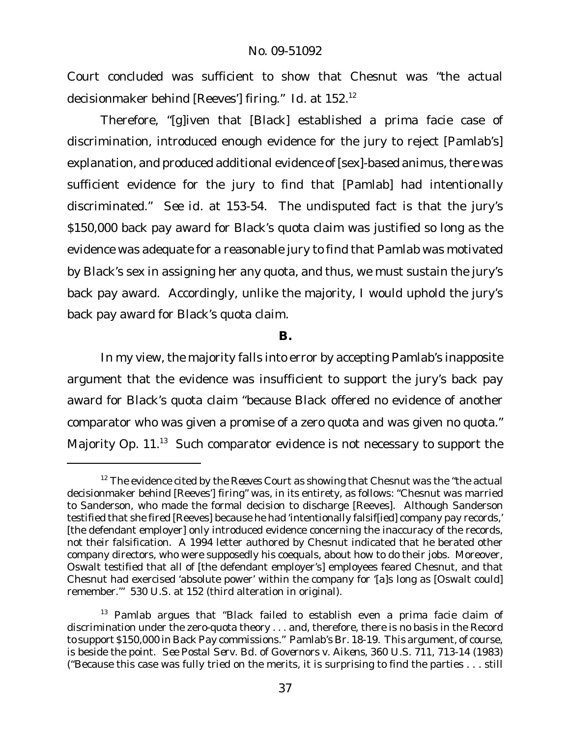Court concluded was sufficient to show that Chesnut was "the actual decisionmaker behind [Reeves'] firing." *Id.* at 152.[12]

Therefore, "[g]iven that [Black] established a prima facie case of discrimination, introduced enough evidence for the jury to reject [Pamlab's] explanation, and produced additional evidence of [sex]-based animus, there was sufficient evidence for the jury to find that [Pamlab] had intentionally discriminated." *See id.* at 153-54. The undisputed fact is that the jury's $150,000 back pay award for Black's quota claim was justified so long as the evidence was adequate for a reasonable jury to find that Pamlab was motivated by Black's sex in assigning her any quota, and thus, we must sustain the jury's back pay award. Accordingly, unlike the majority, I would uphold the jury's back pay award for Black's quota claim.

**B.**

In my view, the majority falls into error by accepting Pamlab's inapposite argument that the evidence was insufficient to support the jury's back pay award for Black's quota claim "because Black offered no evidence of another comparator who was given a promise of a zero quota and was given no quota." Majority Op. 11.[13] Such comparator evidence is not necessary to support the

---

[12] The evidence cited by the *Reeves* Court as showing that Chesnut was the "the actual decisionmaker behind [Reeves'] firing" was, in its entirety, as follows: "Chesnut was married to Sanderson, who made the formal decision to discharge [Reeves]. Although Sanderson testified that she fired [Reeves] because he had 'intentionally falsif[ied] company pay records,' [the defendant employer] only introduced evidence concerning the inaccuracy of the records, not their falsification. A 1994 letter authored by Chesnut indicated that he berated other company directors, who were supposedly his coequals, about how to do their jobs. Moreover, Oswalt testified that all of [the defendant employer's] employees feared Chesnut, and that Chesnut had exercised 'absolute power' within the company for '[a]s long as [Oswalt could] remember.'" 530 U.S. at 152 (third alteration in original).

[13] Pamlab argues that "Black failed to establish even a prima facie claim of discrimination under the zero-quota theory . . . and, therefore, there is no basis in the Record to support $150,000 in Back Pay commissions." Pamlab's Br. 18-19. This argument, of course, is beside the point. *See Postal Serv. Bd. of Governors v. Aikens*, 360 U.S. 711, 713-14 (1983) ("Because this case was fully tried on the merits, it is surprising to find the parties . . . still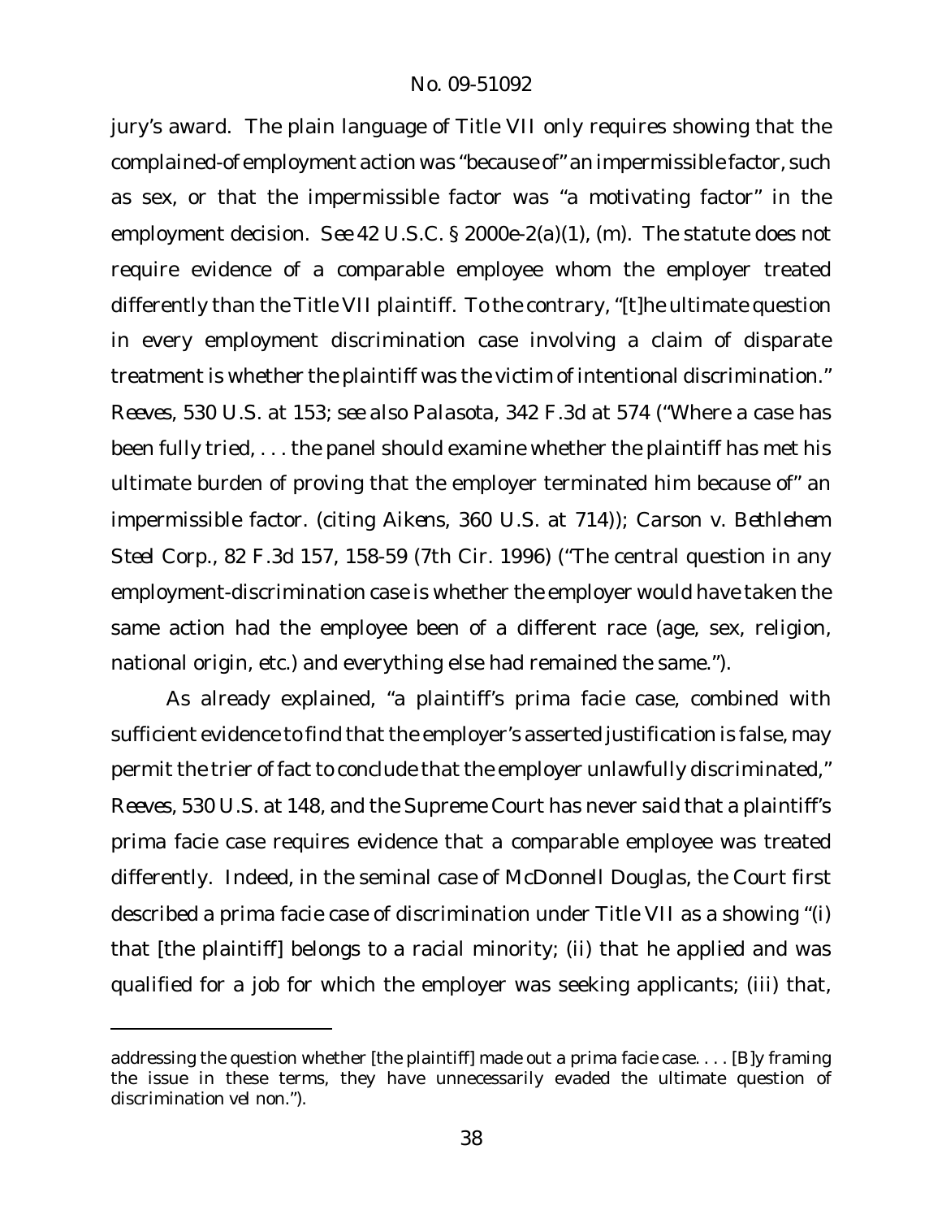jury's award. The plain language of Title VII only requires showing that the complained-of employment action was "because of" an impermissible factor, such as sex, or that the impermissible factor was "a motivating factor" in the employment decision. *See* 42 U.S.C. § 2000e-2(a)(1), (m). The statute does not require evidence of a comparable employee whom the employer treated differently than the Title VII plaintiff. To the contrary, "[t]he ultimate question in every employment discrimination case involving a claim of disparate treatment is whether the plaintiff was the victim of intentional discrimination." *Reeves*, 530 U.S. at 153; *see also Palasota*, 342 F.3d at 574 ("Where a case has been fully tried, . . . the panel should examine whether the plaintiff has met his ultimate burden of proving that the employer terminated him because of" an impermissible factor. (citing *Aikens*, 360 U.S. at 714)); *Carson v. Bethlehem Steel Corp.*, 82 F.3d 157, 158-59 (7th Cir. 1996) ("The central question in any employment-discrimination case is whether the employer would have taken the same action had the employee been of a different race (age, sex, religion, national origin, etc.) and everything else had remained the same.").

As already explained, "a plaintiff's prima facie case, combined with sufficient evidence to find that the employer's asserted justification is false, may permit the trier of fact to conclude that the employer unlawfully discriminated," *Reeves*, 530 U.S. at 148, and the Supreme Court has never said that a plaintiff's prima facie case requires evidence that a comparable employee was treated differently. Indeed, in the seminal case of *McDonnell Douglas*, the Court first described a prima facie case of discrimination under Title VII as a showing "(i) that [the plaintiff] belongs to a racial minority; (ii) that he applied and was qualified for a job for which the employer was seeking applicants; (iii) that,

---

addressing the question whether [the plaintiff] made out a prima facie case. . . . [B]y framing the issue in these terms, they have unnecessarily evaded the ultimate question of discrimination *vel non*.").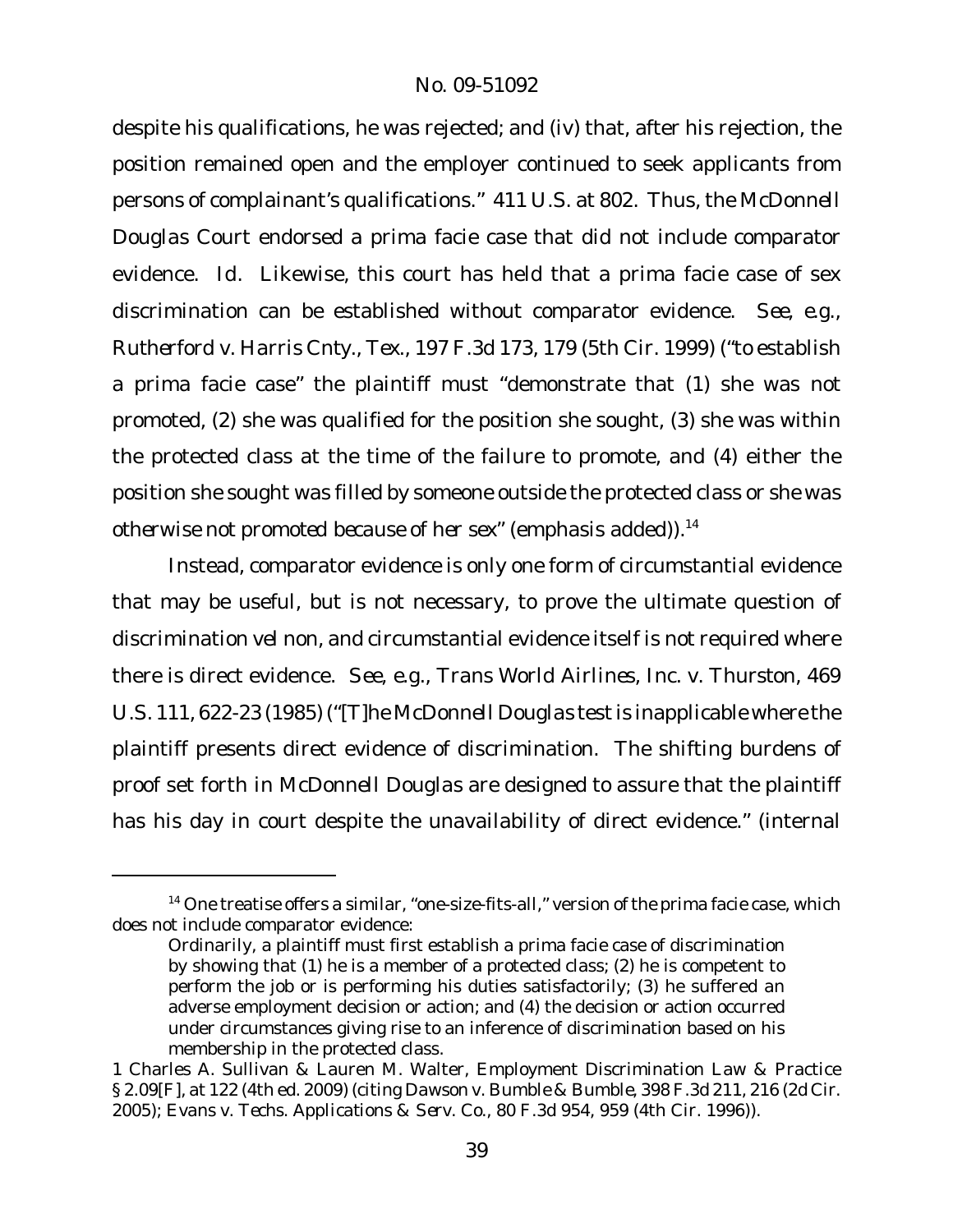despite his qualifications, he was rejected; and (iv) that, after his rejection, the position remained open and the employer continued to seek applicants from persons of complainant's qualifications." 411 U.S. at 802. Thus, the *McDonnell Douglas* Court endorsed a prima facie case that did not include comparator evidence. *Id.* Likewise, this court has held that a prima facie case of sex discrimination can be established without comparator evidence. *See, e.g.*, *Rutherford v. Harris Cnty., Tex.*, 197 F.3d 173, 179 (5th Cir. 1999) ("to establish a prima facie case" the plaintiff must "demonstrate that (1) she was not promoted, (2) she was qualified for the position she sought, (3) she was within the protected class at the time of the failure to promote, and (4) either the position she sought was filled by someone outside the protected class *or she was otherwise not promoted because of her sex*" (emphasis added)).[14]

Instead, comparator evidence is only one form of circumstantial evidence that may be useful, but is not necessary, to prove the ultimate question of discrimination vel non, and circumstantial evidence itself is not required where there is direct evidence. *See, e.g.*, *Trans World Airlines, Inc. v. Thurston*, 469 U.S. 111, 622-23 (1985) ("[T]he *McDonnell Douglas* test is inapplicable where the plaintiff presents direct evidence of discrimination. The shifting burdens of proof set forth in *McDonnell Douglas* are designed to assure that the plaintiff has his day in court despite the unavailability of direct evidence." (internal

[14] One treatise offers a similar, "one-size-fits-all," version of the prima facie case, which does not include comparator evidence:

> Ordinarily, a plaintiff must first establish a prima facie case of discrimination by showing that (1) he is a member of a protected class; (2) he is competent to perform the job or is performing his duties satisfactorily; (3) he suffered an adverse employment decision or action; and (4) the decision or action occurred under circumstances giving rise to an inference of discrimination based on his membership in the protected class.

1 Charles A. Sullivan & Lauren M. Walter, *Employment Discrimination Law & Practice* § 2.09[F], at 122 (4th ed. 2009) (citing *Dawson v. Bumble & Bumble*, 398 F.3d 211, 216 (2d Cir. 2005); *Evans v. Techs. Applications & Serv. Co.*, 80 F.3d 954, 959 (4th Cir. 1996)).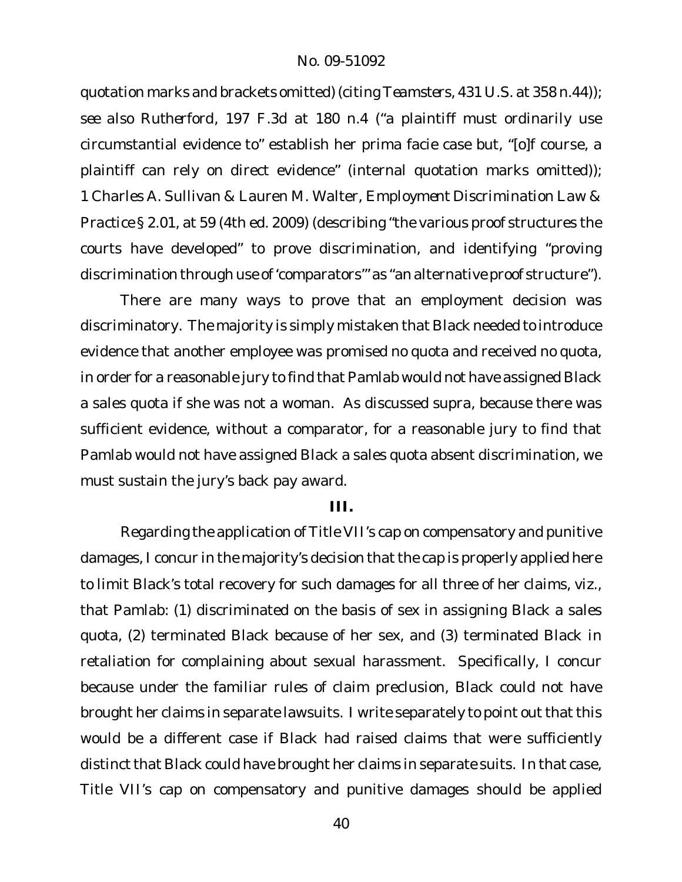quotation marks and brackets omitted) (citing *Teamsters*, 431 U.S. at 358 n.44)); *see also Rutherford*, 197 F.3d at 180 n.4 ("a plaintiff must ordinarily use circumstantial evidence to" establish her prima facie case but, "[o]f course, a plaintiff can rely on direct evidence" (internal quotation marks omitted)); 1 Charles A. Sullivan & Lauren M. Walter, *Employment Discrimination Law & Practice* § 2.01, at 59 (4th ed. 2009) (describing "the various proof structures the courts have developed" to prove discrimination, and identifying "proving discrimination through use of 'comparators'" as "an alternative proof structure").

There are many ways to prove that an employment decision was discriminatory. The majority is simply mistaken that Black needed to introduce evidence that another employee was promised no quota and received no quota, in order for a reasonable jury to find that Pamlab would not have assigned Black a sales quota if she was not a woman. As discussed supra, because there was sufficient evidence, without a comparator, for a reasonable jury to find that Pamlab would not have assigned Black a sales quota absent discrimination, we must sustain the jury's back pay award.

## III.

Regarding the application of Title VII's cap on compensatory and punitive damages, I concur in the majority's decision that the cap is properly applied here to limit Black's total recovery for such damages for all three of her claims, viz., that Pamlab: (1) discriminated on the basis of sex in assigning Black a sales quota, (2) terminated Black because of her sex, and (3) terminated Black in retaliation for complaining about sexual harassment. Specifically, I concur because under the familiar rules of claim preclusion, Black could not have brought her claims in separate lawsuits. I write separately to point out that this would be a different case if Black had raised claims that were sufficiently distinct that Black could have brought her claims in separate suits. In that case, Title VII's cap on compensatory and punitive damages should be applied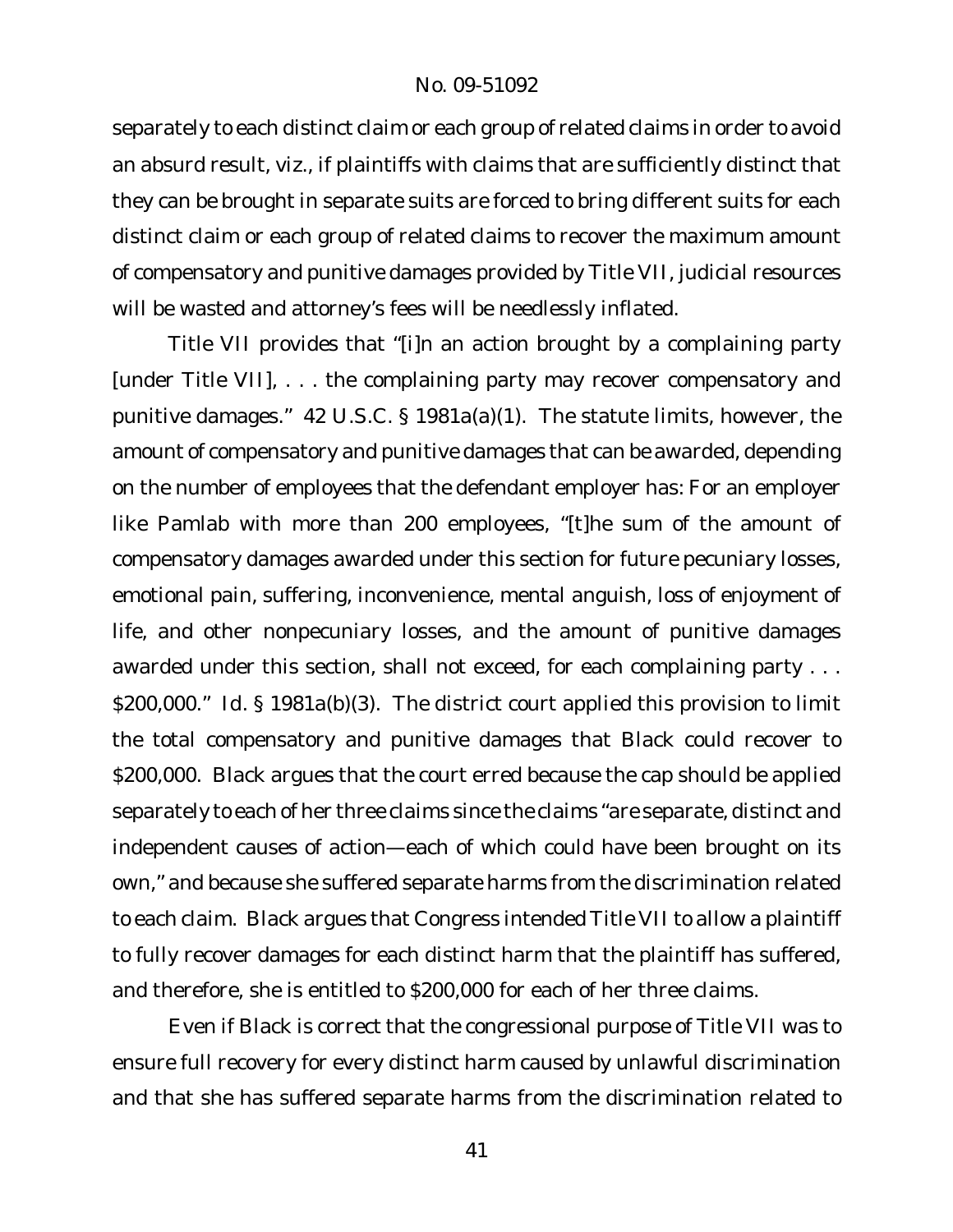separately to each distinct claim or each group of related claims in order to avoid an absurd result, viz., if plaintiffs with claims that are sufficiently distinct that they can be brought in separate suits are forced to bring different suits for each distinct claim or each group of related claims to recover the maximum amount of compensatory and punitive damages provided by Title VII, judicial resources will be wasted and attorney's fees will be needlessly inflated.

Title VII provides that "[i]n an action brought by a complaining party [under Title VII], . . . the complaining party may recover compensatory and punitive damages." 42 U.S.C. § 1981a(a)(1). The statute limits, however, the amount of compensatory and punitive damages that can be awarded, depending on the number of employees that the defendant employer has: For an employer like Pamlab with more than 200 employees, "[t]he sum of the amount of compensatory damages awarded under this section for future pecuniary losses, emotional pain, suffering, inconvenience, mental anguish, loss of enjoyment of life, and other nonpecuniary losses, and the amount of punitive damages awarded under this section, shall not exceed, for each complaining party . . . $200,000." *Id.* § 1981a(b)(3). The district court applied this provision to limit the total compensatory and punitive damages that Black could recover to $200,000. Black argues that the court erred because the cap should be applied separately to each of her three claims since the claims "are separate, distinct and independent causes of action—each of which could have been brought on its own," and because she suffered separate harms from the discrimination related to each claim. Black argues that Congress intended Title VII to allow a plaintiff to fully recover damages for each distinct harm that the plaintiff has suffered, and therefore, she is entitled to $200,000 for each of her three claims.

Even if Black is correct that the congressional purpose of Title VII was to ensure full recovery for every distinct harm caused by unlawful discrimination and that she has suffered separate harms from the discrimination related to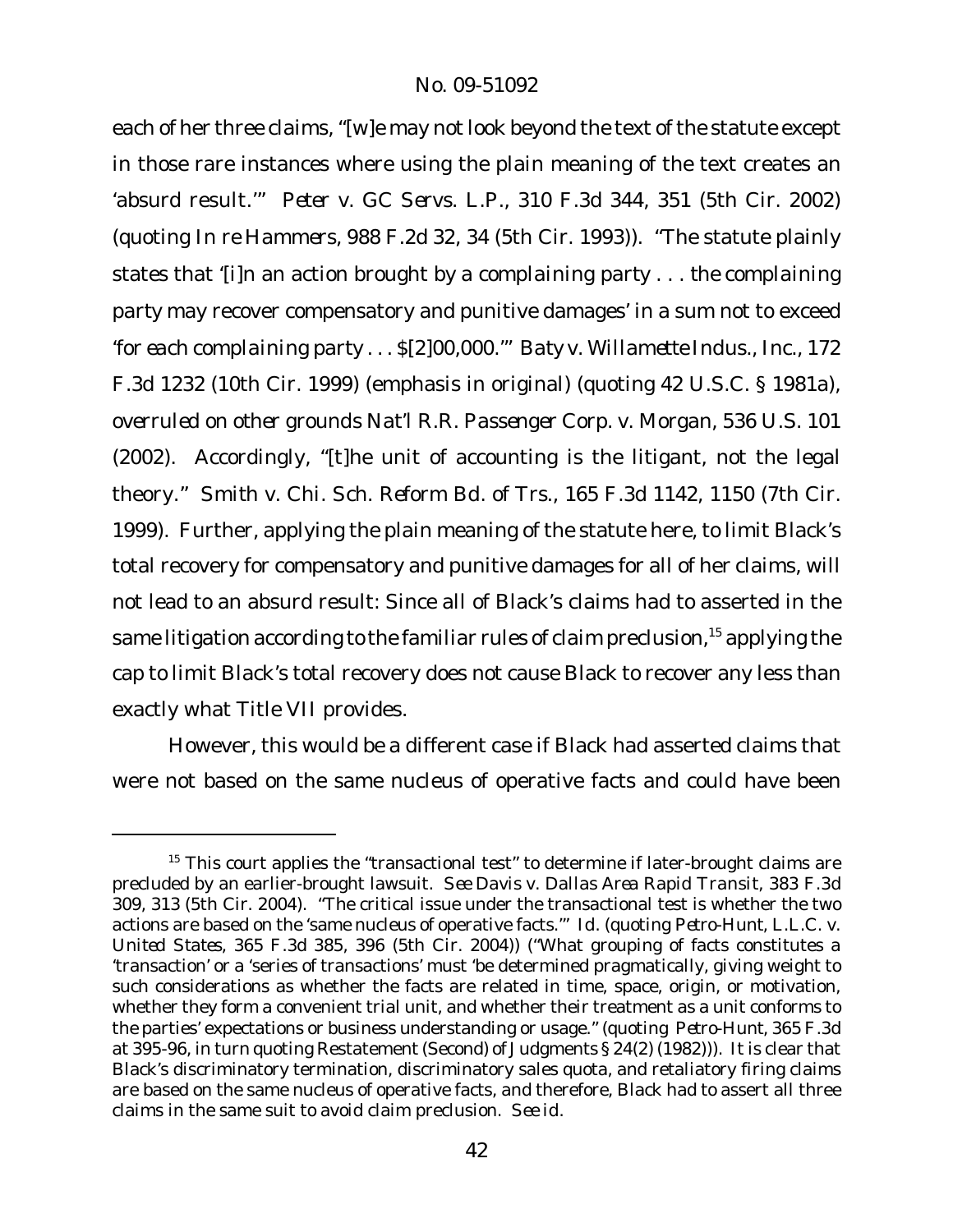each of her three claims, "[w]e may not look beyond the text of the statute except in those rare instances where using the plain meaning of the text creates an 'absurd result.'" *Peter v. GC Servs. L.P.*, 310 F.3d 344, 351 (5th Cir. 2002) (quoting *In re Hammers*, 988 F.2d 32, 34 (5th Cir. 1993)). "The statute plainly states that '[i]n an action brought by a complaining party . . . the complaining party may recover compensatory and punitive damages' in a sum not to exceed '*for each complaining party* . . . $[2]00,000.'" *Baty v. Willamette Indus., Inc.*, 172 F.3d 1232 (10th Cir. 1999) (emphasis in original) (quoting 42 U.S.C. § 1981a), *overruled on other grounds Nat'l R.R. Passenger Corp. v. Morgan*, 536 U.S. 101 (2002). Accordingly, "[t]he unit of accounting is the litigant, not the legal theory." *Smith v. Chi. Sch. Reform Bd. of Trs.*, 165 F.3d 1142, 1150 (7th Cir. 1999). Further, applying the plain meaning of the statute here, to limit Black's total recovery for compensatory and punitive damages for all of her claims, will not lead to an absurd result: Since all of Black's claims had to asserted in the same litigation according to the familiar rules of claim preclusion,[15] applying the cap to limit Black's total recovery does not cause Black to recover any less than exactly what Title VII provides.

However, this would be a different case if Black had asserted claims that were not based on the same nucleus of operative facts and could have been

[15] This court applies the "transactional test" to determine if later-brought claims are precluded by an earlier-brought lawsuit. *See Davis v. Dallas Area Rapid Transit*, 383 F.3d 309, 313 (5th Cir. 2004). "The critical issue under the transactional test is whether the two actions are based on the 'same nucleus of operative facts.'" *Id.* (quoting *Petro-Hunt, L.L.C. v. United States*, 365 F.3d 385, 396 (5th Cir. 2004)) ("What grouping of facts constitutes a 'transaction' or a 'series of transactions' must 'be determined pragmatically, giving weight to such considerations as whether the facts are related in time, space, origin, or motivation, whether they form a convenient trial unit, and whether their treatment as a unit conforms to the parties' expectations or business understanding or usage." (quoting *Petro-Hunt*, 365 F.3d at 395-96, in turn quoting Restatement (Second) of Judgments § 24(2) (1982))). It is clear that Black's discriminatory termination, discriminatory sales quota, and retaliatory firing claims are based on the same nucleus of operative facts, and therefore, Black had to assert all three claims in the same suit to avoid claim preclusion. *See id.*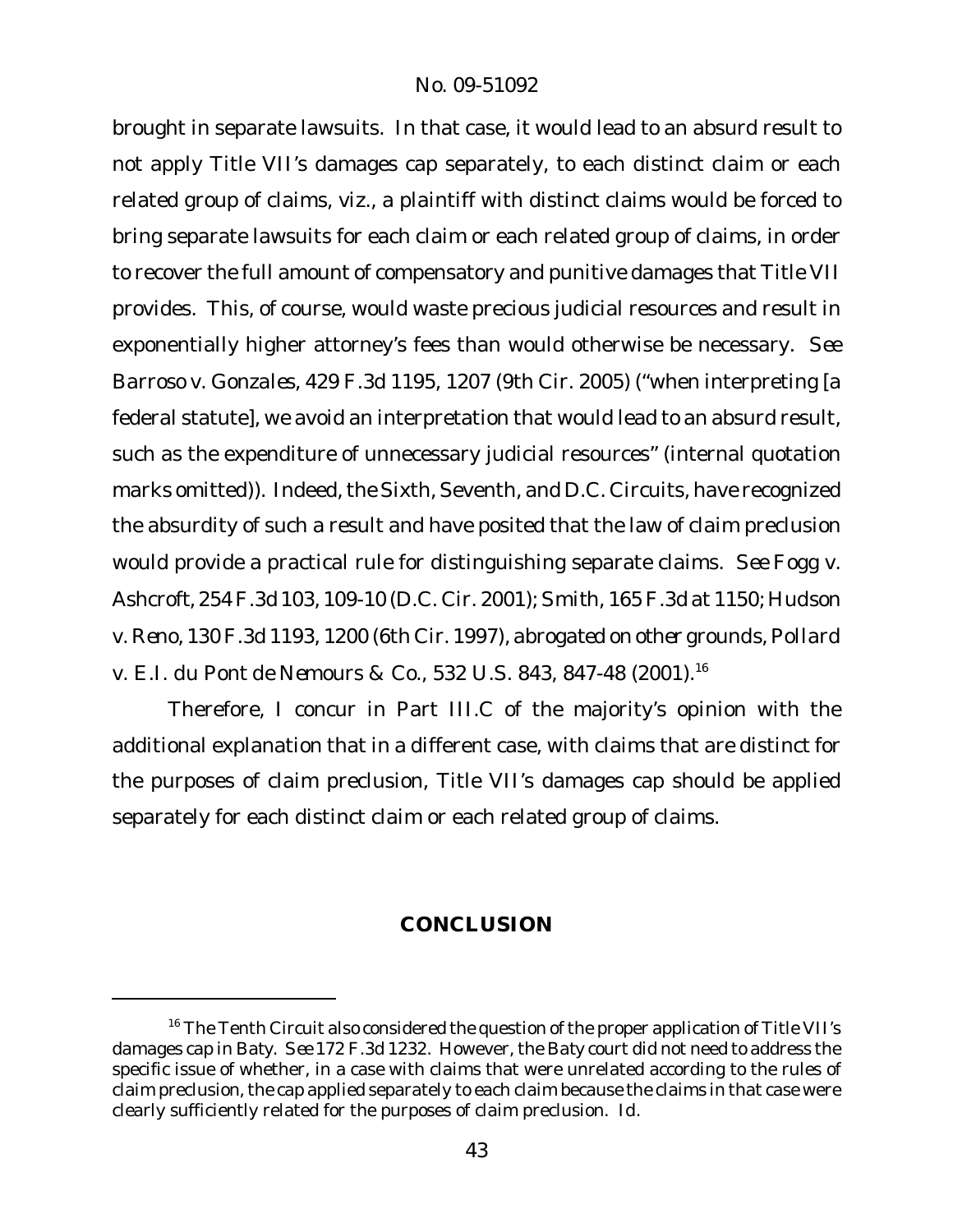brought in separate lawsuits. In that case, it would lead to an absurd result to not apply Title VII's damages cap separately, to each distinct claim or each related group of claims, viz., a plaintiff with distinct claims would be forced to bring separate lawsuits for each claim or each related group of claims, in order to recover the full amount of compensatory and punitive damages that Title VII provides. This, of course, would waste precious judicial resources and result in exponentially higher attorney's fees than would otherwise be necessary. *See Barroso v. Gonzales*, 429 F.3d 1195, 1207 (9th Cir. 2005) ("when interpreting [a federal statute], we avoid an interpretation that would lead to an absurd result, such as the expenditure of unnecessary judicial resources" (internal quotation marks omitted)). Indeed, the Sixth, Seventh, and D.C. Circuits, have recognized the absurdity of such a result and have posited that the law of claim preclusion would provide a practical rule for distinguishing separate claims. *See Fogg v. Ashcroft*, 254 F.3d 103, 109-10 (D.C. Cir. 2001); *Smith*, 165 F.3d at 1150; *Hudson v. Reno*, 130 F.3d 1193, 1200 (6th Cir. 1997), *abrogated on other grounds*, *Pollard v. E.I. du Pont de Nemours & Co.*, 532 U.S. 843, 847-48 (2001).[16]

Therefore, I concur in Part III.C of the majority's opinion with the additional explanation that in a different case, with claims that are distinct for the purposes of claim preclusion, Title VII's damages cap should be applied separately for each distinct claim or each related group of claims.

## CONCLUSION

[16] The Tenth Circuit also considered the question of the proper application of Title VII's damages cap in *Baty*. *See* 172 F.3d 1232. However, the *Baty* court did not need to address the specific issue of whether, in a case with claims that were unrelated according to the rules of claim preclusion, the cap applied separately to each claim because the claims in that case were clearly sufficiently related for the purposes of claim preclusion. *Id.*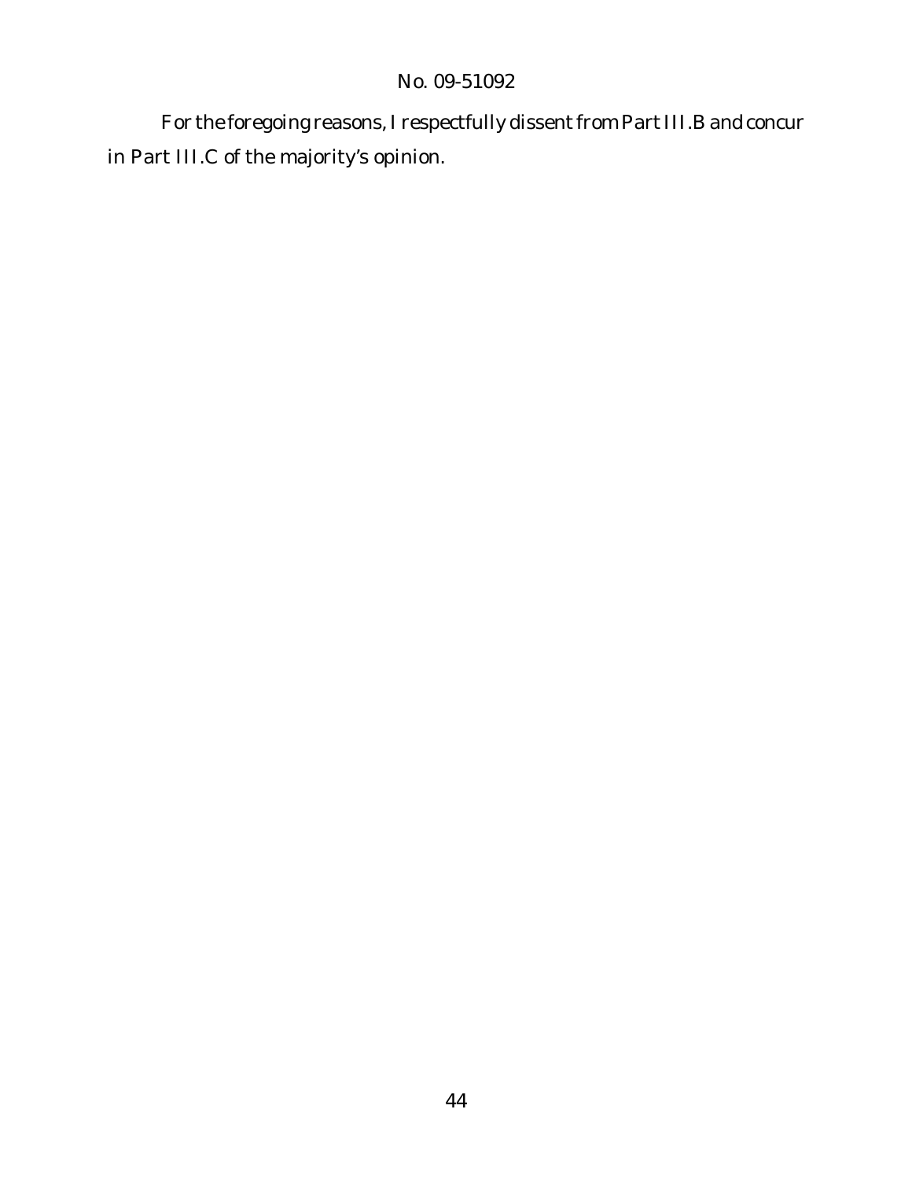For the foregoing reasons, I respectfully dissent from Part III.B and concur in Part III.C of the majority's opinion.